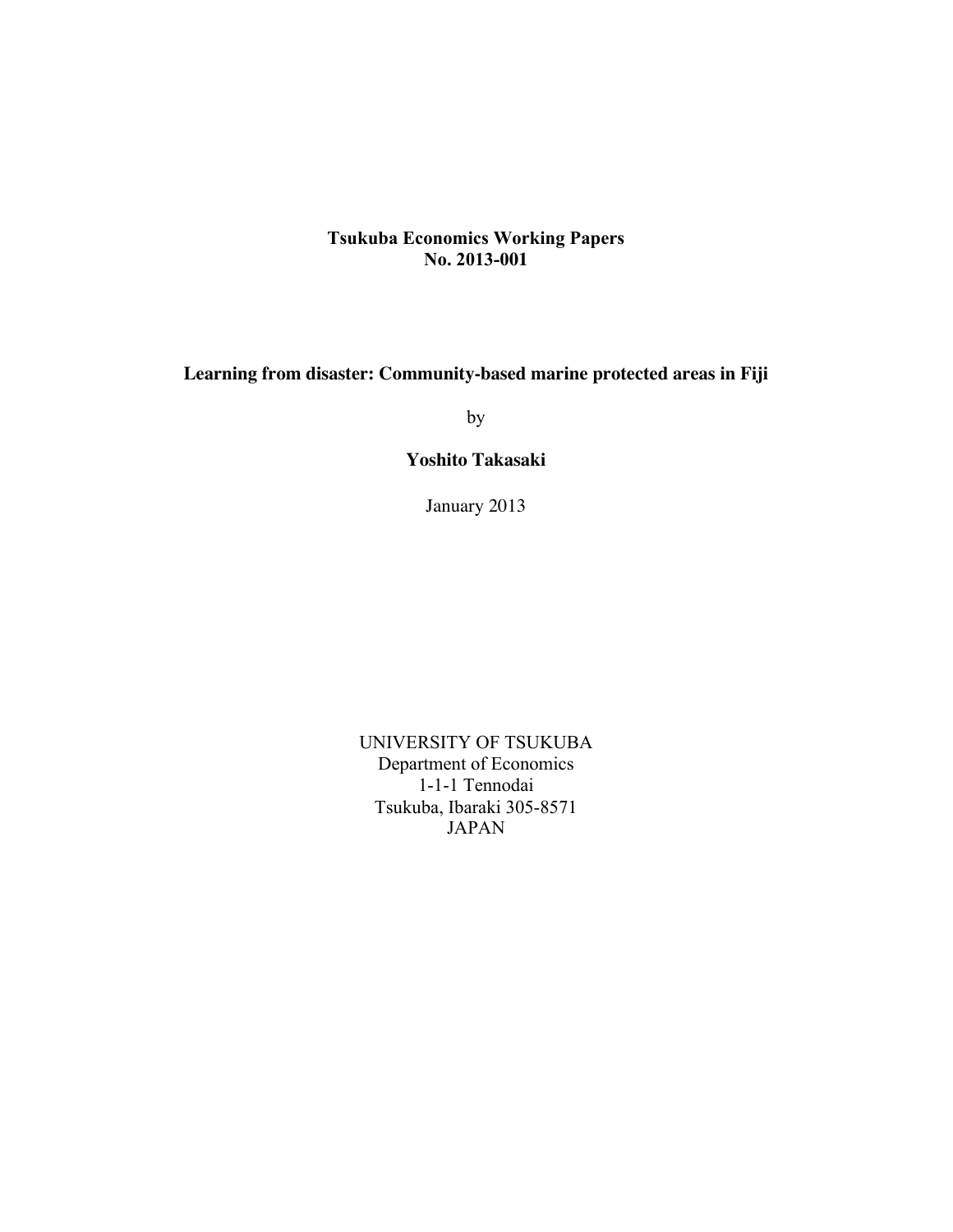**Tsukuba Economics Working Papers**
**No. 2013-001**

# Learning from disaster: Community-based marine protected areas in Fiji

by

**Yoshito Takasaki**

January 2013

UNIVERSITY OF TSUKUBA
Department of Economics
1-1-1 Tennodai
Tsukuba, Ibaraki 305-8571
JAPAN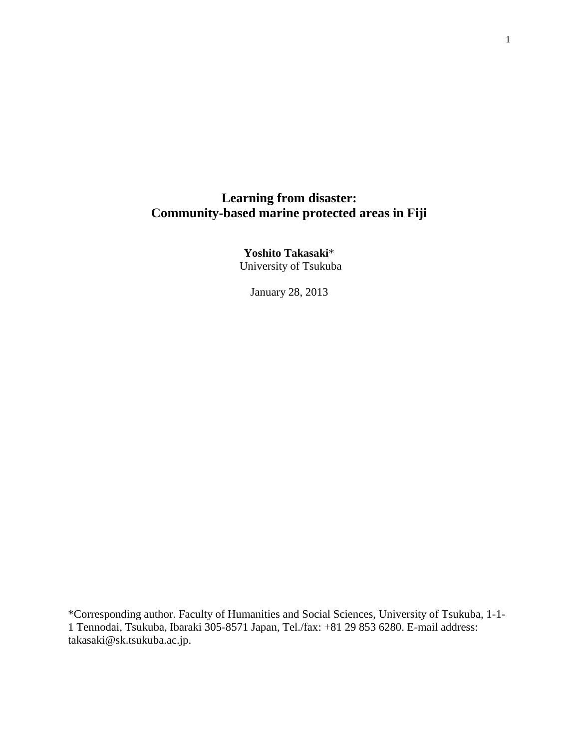# Learning from disaster: Community-based marine protected areas in Fiji

**Yoshito Takasaki***
University of Tsukuba

January 28, 2013

*Corresponding author. Faculty of Humanities and Social Sciences, University of Tsukuba, 1-1-1 Tennodai, Tsukuba, Ibaraki 305-8571 Japan, Tel./fax: +81 29 853 6280. E-mail address: takasaki@sk.tsukuba.ac.jp.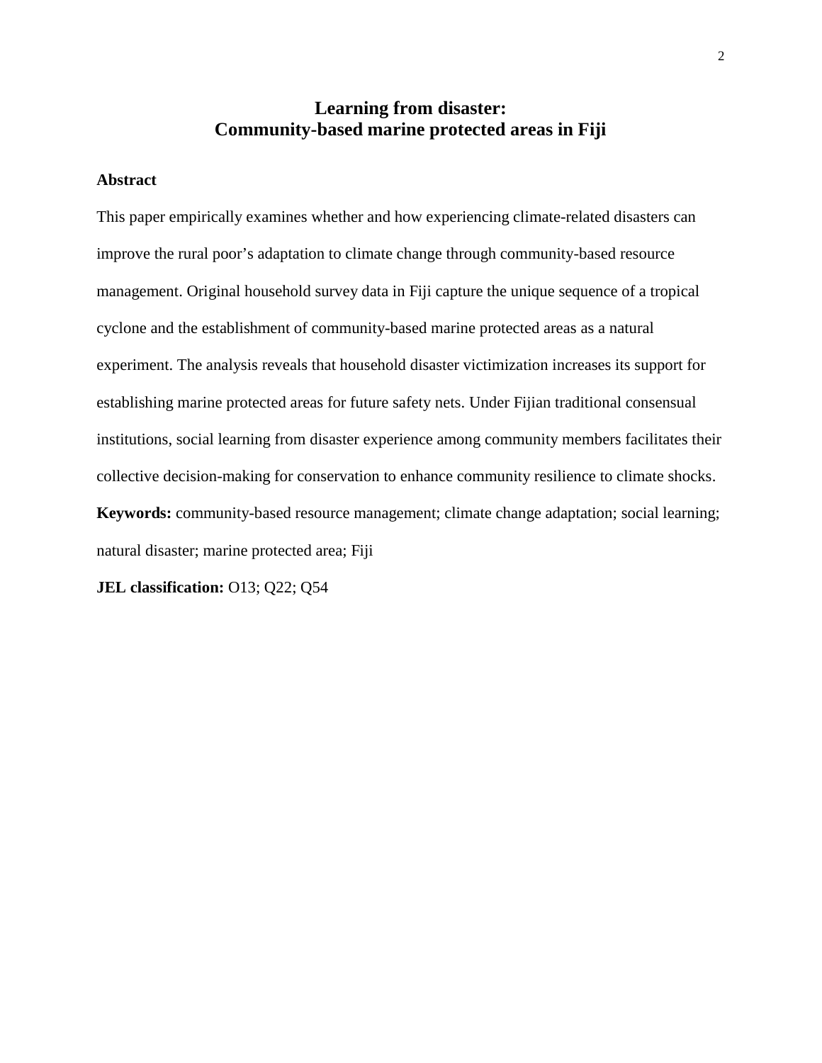# Learning from disaster:
# Community-based marine protected areas in Fiji

**Abstract**

This paper empirically examines whether and how experiencing climate-related disasters can improve the rural poor's adaptation to climate change through community-based resource management. Original household survey data in Fiji capture the unique sequence of a tropical cyclone and the establishment of community-based marine protected areas as a natural experiment. The analysis reveals that household disaster victimization increases its support for establishing marine protected areas for future safety nets. Under Fijian traditional consensual institutions, social learning from disaster experience among community members facilitates their collective decision-making for conservation to enhance community resilience to climate shocks.

**Keywords:** community-based resource management; climate change adaptation; social learning; natural disaster; marine protected area; Fiji

**JEL classification:** O13; Q22; Q54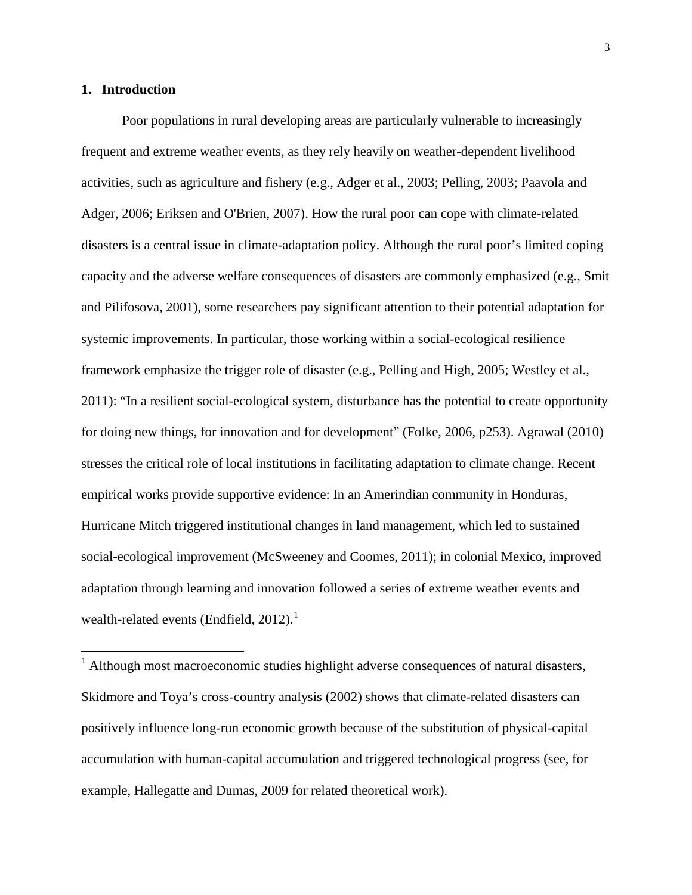## 1. Introduction

Poor populations in rural developing areas are particularly vulnerable to increasingly frequent and extreme weather events, as they rely heavily on weather-dependent livelihood activities, such as agriculture and fishery (e.g., Adger et al., 2003; Pelling, 2003; Paavola and Adger, 2006; Eriksen and O'Brien, 2007). How the rural poor can cope with climate-related disasters is a central issue in climate-adaptation policy. Although the rural poor's limited coping capacity and the adverse welfare consequences of disasters are commonly emphasized (e.g., Smit and Pilifosova, 2001), some researchers pay significant attention to their potential adaptation for systemic improvements. In particular, those working within a social-ecological resilience framework emphasize the trigger role of disaster (e.g., Pelling and High, 2005; Westley et al., 2011): "In a resilient social-ecological system, disturbance has the potential to create opportunity for doing new things, for innovation and for development" (Folke, 2006, p253). Agrawal (2010) stresses the critical role of local institutions in facilitating adaptation to climate change. Recent empirical works provide supportive evidence: In an Amerindian community in Honduras, Hurricane Mitch triggered institutional changes in land management, which led to sustained social-ecological improvement (McSweeney and Coomes, 2011); in colonial Mexico, improved adaptation through learning and innovation followed a series of extreme weather events and wealth-related events (Endfield, 2012).[1]

[1] Although most macroeconomic studies highlight adverse consequences of natural disasters, Skidmore and Toya's cross-country analysis (2002) shows that climate-related disasters can positively influence long-run economic growth because of the substitution of physical-capital accumulation with human-capital accumulation and triggered technological progress (see, for example, Hallegatte and Dumas, 2009 for related theoretical work).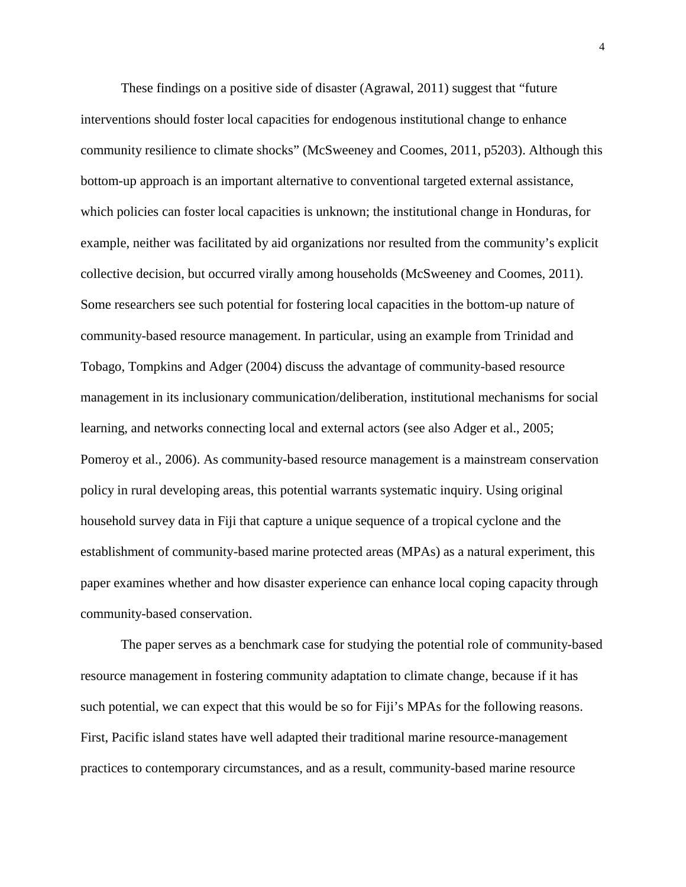These findings on a positive side of disaster (Agrawal, 2011) suggest that "future interventions should foster local capacities for endogenous institutional change to enhance community resilience to climate shocks" (McSweeney and Coomes, 2011, p5203). Although this bottom-up approach is an important alternative to conventional targeted external assistance, which policies can foster local capacities is unknown; the institutional change in Honduras, for example, neither was facilitated by aid organizations nor resulted from the community's explicit collective decision, but occurred virally among households (McSweeney and Coomes, 2011). Some researchers see such potential for fostering local capacities in the bottom-up nature of community-based resource management. In particular, using an example from Trinidad and Tobago, Tompkins and Adger (2004) discuss the advantage of community-based resource management in its inclusionary communication/deliberation, institutional mechanisms for social learning, and networks connecting local and external actors (see also Adger et al., 2005; Pomeroy et al., 2006). As community-based resource management is a mainstream conservation policy in rural developing areas, this potential warrants systematic inquiry. Using original household survey data in Fiji that capture a unique sequence of a tropical cyclone and the establishment of community-based marine protected areas (MPAs) as a natural experiment, this paper examines whether and how disaster experience can enhance local coping capacity through community-based conservation.

The paper serves as a benchmark case for studying the potential role of community-based resource management in fostering community adaptation to climate change, because if it has such potential, we can expect that this would be so for Fiji's MPAs for the following reasons. First, Pacific island states have well adapted their traditional marine resource-management practices to contemporary circumstances, and as a result, community-based marine resource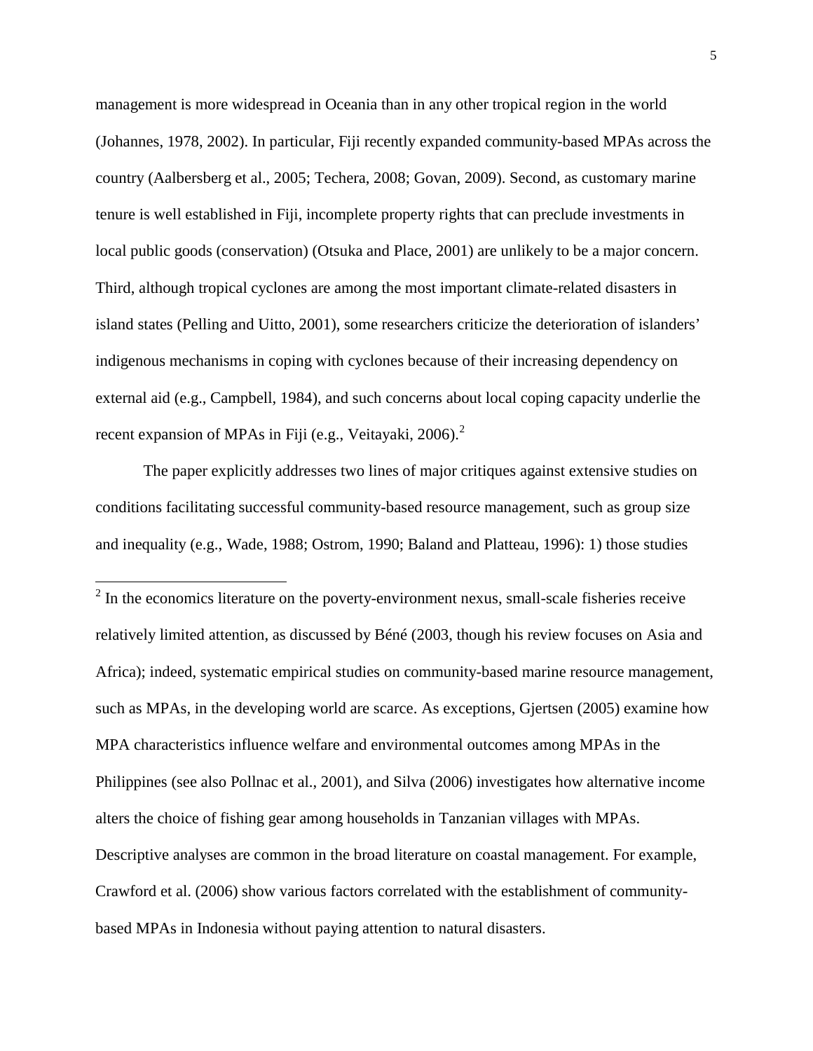management is more widespread in Oceania than in any other tropical region in the world (Johannes, 1978, 2002). In particular, Fiji recently expanded community-based MPAs across the country (Aalbersberg et al., 2005; Techera, 2008; Govan, 2009). Second, as customary marine tenure is well established in Fiji, incomplete property rights that can preclude investments in local public goods (conservation) (Otsuka and Place, 2001) are unlikely to be a major concern. Third, although tropical cyclones are among the most important climate-related disasters in island states (Pelling and Uitto, 2001), some researchers criticize the deterioration of islanders' indigenous mechanisms in coping with cyclones because of their increasing dependency on external aid (e.g., Campbell, 1984), and such concerns about local coping capacity underlie the recent expansion of MPAs in Fiji (e.g., Veitayaki, 2006).[2]

The paper explicitly addresses two lines of major critiques against extensive studies on conditions facilitating successful community-based resource management, such as group size and inequality (e.g., Wade, 1988; Ostrom, 1990; Baland and Platteau, 1996): 1) those studies

[2] In the economics literature on the poverty-environment nexus, small-scale fisheries receive relatively limited attention, as discussed by Béné (2003, though his review focuses on Asia and Africa); indeed, systematic empirical studies on community-based marine resource management, such as MPAs, in the developing world are scarce. As exceptions, Gjertsen (2005) examine how MPA characteristics influence welfare and environmental outcomes among MPAs in the Philippines (see also Pollnac et al., 2001), and Silva (2006) investigates how alternative income alters the choice of fishing gear among households in Tanzanian villages with MPAs. Descriptive analyses are common in the broad literature on coastal management. For example, Crawford et al. (2006) show various factors correlated with the establishment of community-based MPAs in Indonesia without paying attention to natural disasters.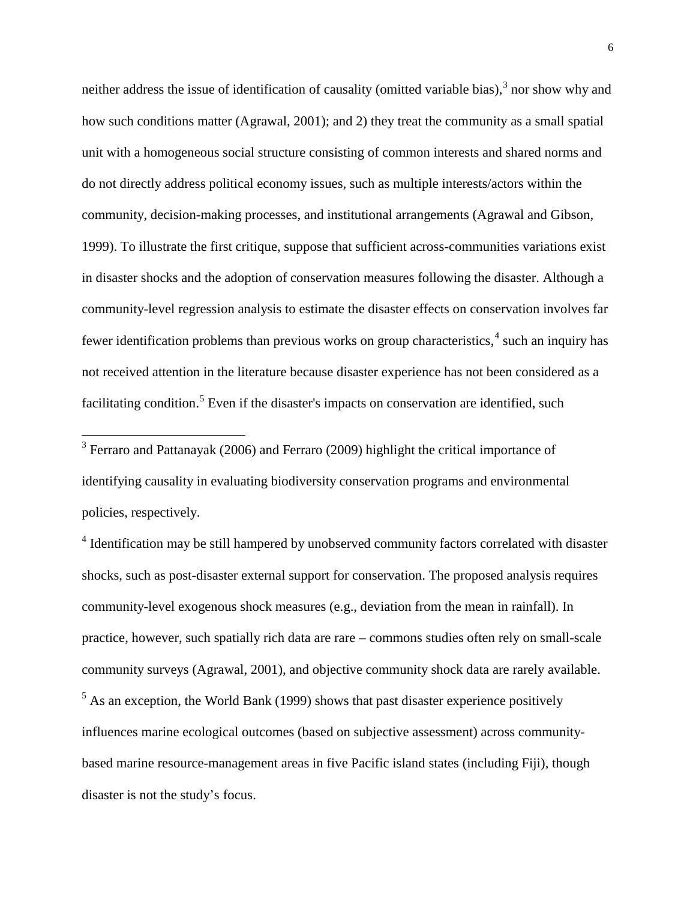neither address the issue of identification of causality (omitted variable bias),[3] nor show why and how such conditions matter (Agrawal, 2001); and 2) they treat the community as a small spatial unit with a homogeneous social structure consisting of common interests and shared norms and do not directly address political economy issues, such as multiple interests/actors within the community, decision-making processes, and institutional arrangements (Agrawal and Gibson, 1999). To illustrate the first critique, suppose that sufficient across-communities variations exist in disaster shocks and the adoption of conservation measures following the disaster. Although a community-level regression analysis to estimate the disaster effects on conservation involves far fewer identification problems than previous works on group characteristics,[4] such an inquiry has not received attention in the literature because disaster experience has not been considered as a facilitating condition.[5] Even if the disaster's impacts on conservation are identified, such

---

[3] Ferraro and Pattanayak (2006) and Ferraro (2009) highlight the critical importance of identifying causality in evaluating biodiversity conservation programs and environmental policies, respectively.

[4] Identification may be still hampered by unobserved community factors correlated with disaster shocks, such as post-disaster external support for conservation. The proposed analysis requires community-level exogenous shock measures (e.g., deviation from the mean in rainfall). In practice, however, such spatially rich data are rare – commons studies often rely on small-scale community surveys (Agrawal, 2001), and objective community shock data are rarely available.

[5] As an exception, the World Bank (1999) shows that past disaster experience positively influences marine ecological outcomes (based on subjective assessment) across community-based marine resource-management areas in five Pacific island states (including Fiji), though disaster is not the study's focus.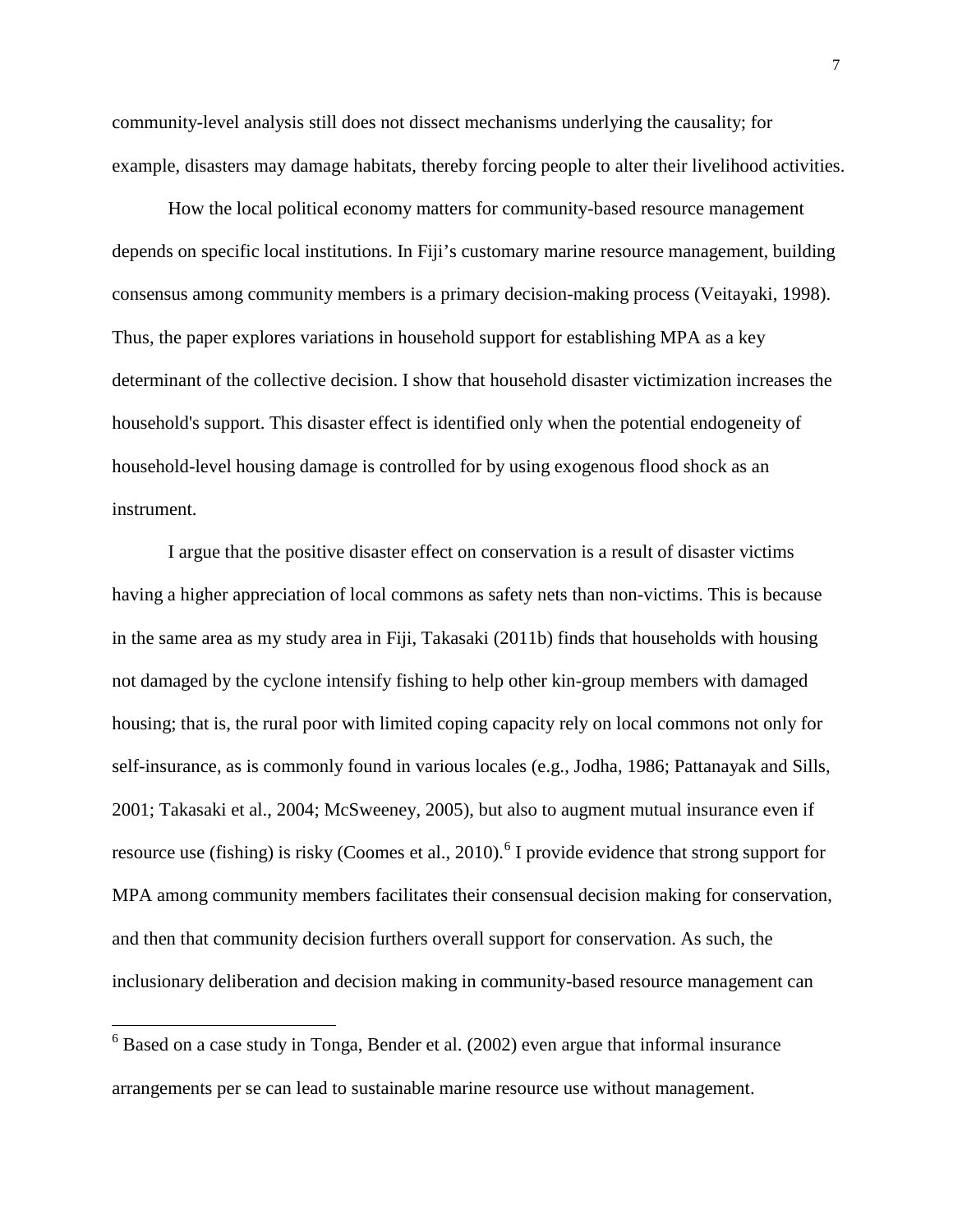community-level analysis still does not dissect mechanisms underlying the causality; for example, disasters may damage habitats, thereby forcing people to alter their livelihood activities.

How the local political economy matters for community-based resource management depends on specific local institutions. In Fiji's customary marine resource management, building consensus among community members is a primary decision-making process (Veitayaki, 1998). Thus, the paper explores variations in household support for establishing MPA as a key determinant of the collective decision. I show that household disaster victimization increases the household's support. This disaster effect is identified only when the potential endogeneity of household-level housing damage is controlled for by using exogenous flood shock as an instrument.

I argue that the positive disaster effect on conservation is a result of disaster victims having a higher appreciation of local commons as safety nets than non-victims. This is because in the same area as my study area in Fiji, Takasaki (2011b) finds that households with housing not damaged by the cyclone intensify fishing to help other kin-group members with damaged housing; that is, the rural poor with limited coping capacity rely on local commons not only for self-insurance, as is commonly found in various locales (e.g., Jodha, 1986; Pattanayak and Sills, 2001; Takasaki et al., 2004; McSweeney, 2005), but also to augment mutual insurance even if resource use (fishing) is risky (Coomes et al., 2010).[6] I provide evidence that strong support for MPA among community members facilitates their consensual decision making for conservation, and then that community decision furthers overall support for conservation. As such, the inclusionary deliberation and decision making in community-based resource management can

[6] Based on a case study in Tonga, Bender et al. (2002) even argue that informal insurance arrangements per se can lead to sustainable marine resource use without management.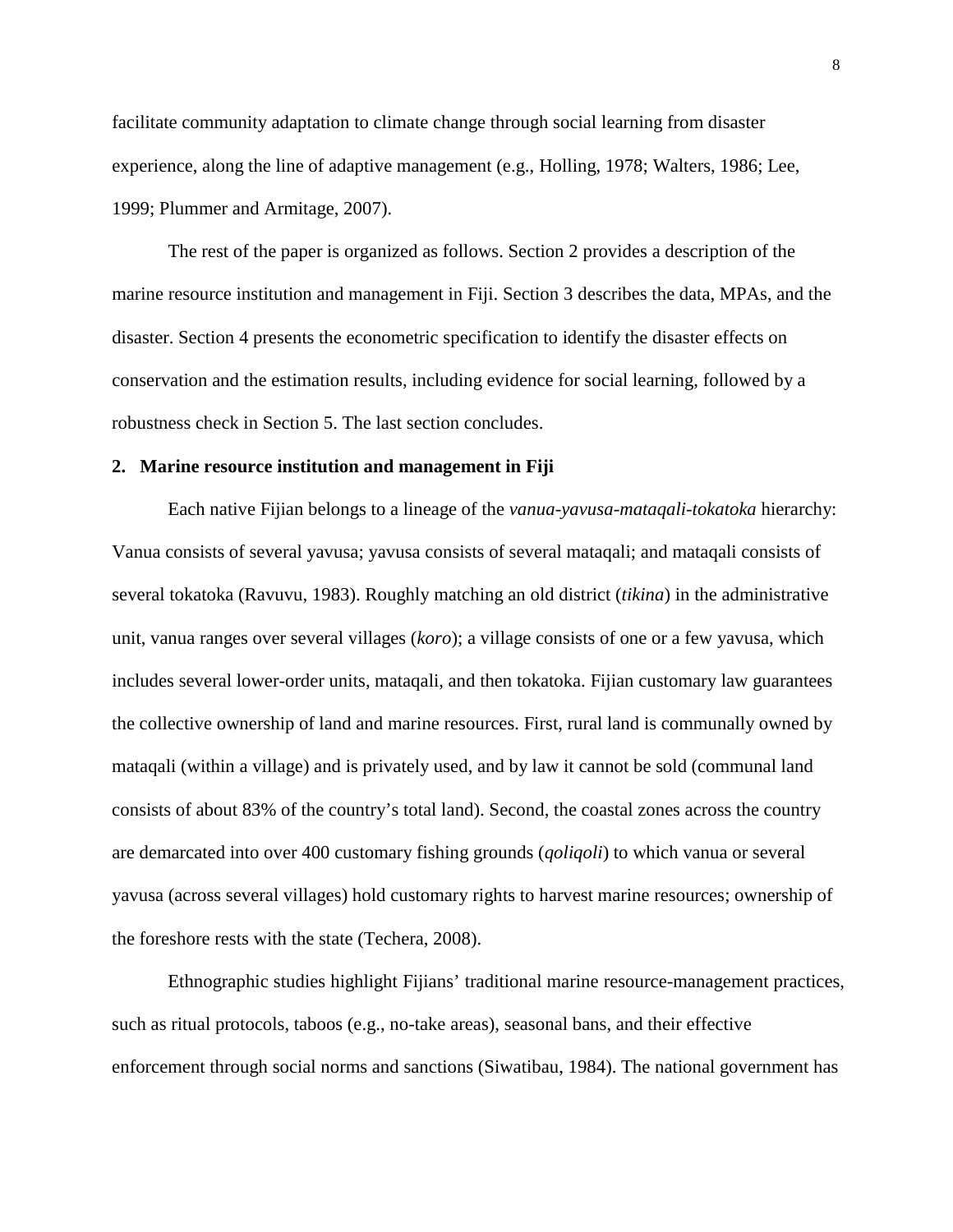facilitate community adaptation to climate change through social learning from disaster experience, along the line of adaptive management (e.g., Holling, 1978; Walters, 1986; Lee, 1999; Plummer and Armitage, 2007).

The rest of the paper is organized as follows. Section 2 provides a description of the marine resource institution and management in Fiji. Section 3 describes the data, MPAs, and the disaster. Section 4 presents the econometric specification to identify the disaster effects on conservation and the estimation results, including evidence for social learning, followed by a robustness check in Section 5. The last section concludes.

## 2. Marine resource institution and management in Fiji

Each native Fijian belongs to a lineage of the *vanua-yavusa-mataqali-tokatoka* hierarchy: Vanua consists of several yavusa; yavusa consists of several mataqali; and mataqali consists of several tokatoka (Ravuvu, 1983). Roughly matching an old district (*tikina*) in the administrative unit, vanua ranges over several villages (*koro*); a village consists of one or a few yavusa, which includes several lower-order units, mataqali, and then tokatoka. Fijian customary law guarantees the collective ownership of land and marine resources. First, rural land is communally owned by mataqali (within a village) and is privately used, and by law it cannot be sold (communal land consists of about 83% of the country's total land). Second, the coastal zones across the country are demarcated into over 400 customary fishing grounds (*qoliqoli*) to which vanua or several yavusa (across several villages) hold customary rights to harvest marine resources; ownership of the foreshore rests with the state (Techera, 2008).

Ethnographic studies highlight Fijians' traditional marine resource-management practices, such as ritual protocols, taboos (e.g., no-take areas), seasonal bans, and their effective enforcement through social norms and sanctions (Siwatibau, 1984). The national government has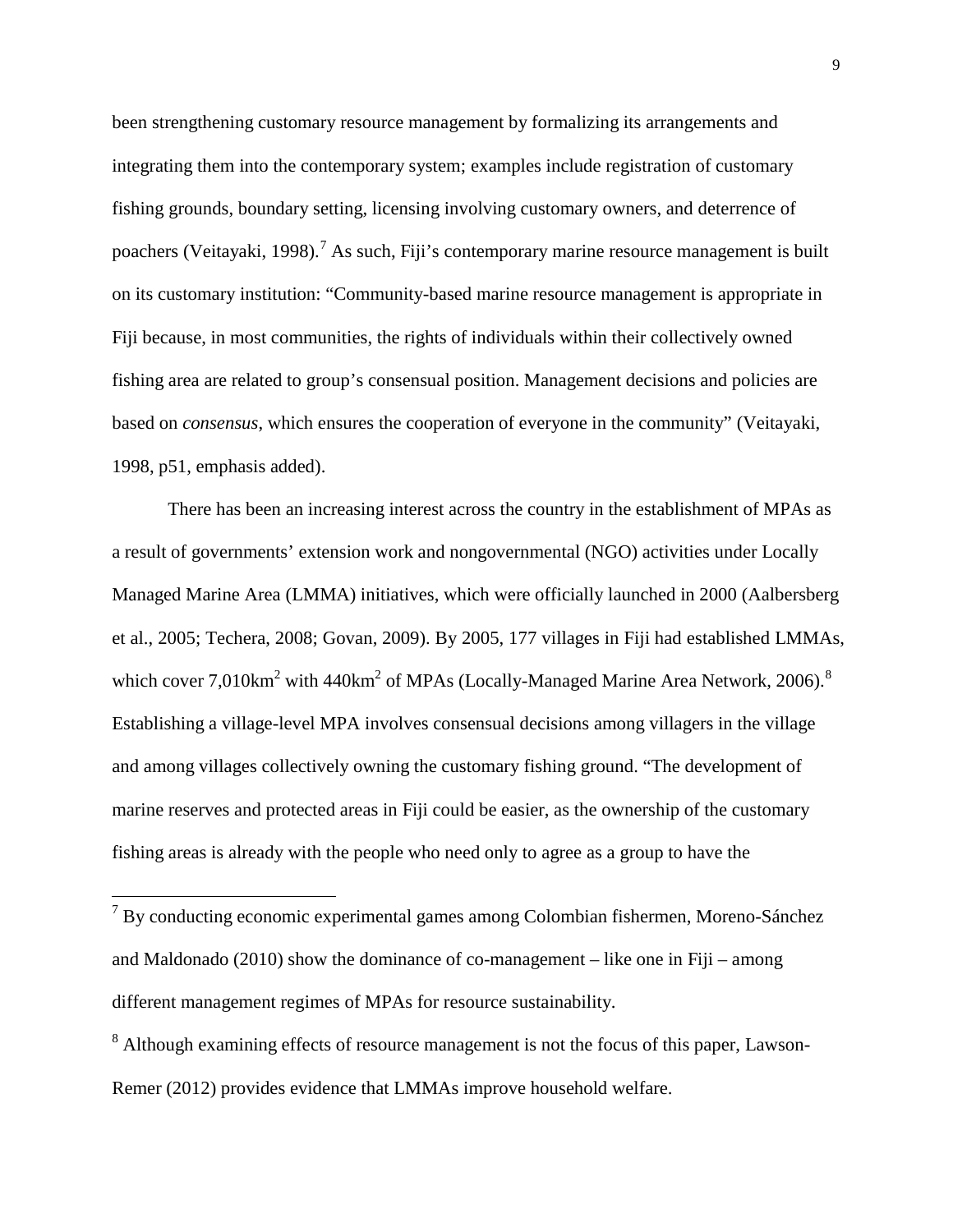been strengthening customary resource management by formalizing its arrangements and integrating them into the contemporary system; examples include registration of customary fishing grounds, boundary setting, licensing involving customary owners, and deterrence of poachers (Veitayaki, 1998).[7] As such, Fiji's contemporary marine resource management is built on its customary institution: "Community-based marine resource management is appropriate in Fiji because, in most communities, the rights of individuals within their collectively owned fishing area are related to group's consensual position. Management decisions and policies are based on *consensus*, which ensures the cooperation of everyone in the community" (Veitayaki, 1998, p51, emphasis added).

There has been an increasing interest across the country in the establishment of MPAs as a result of governments' extension work and nongovernmental (NGO) activities under Locally Managed Marine Area (LMMA) initiatives, which were officially launched in 2000 (Aalbersberg et al., 2005; Techera, 2008; Govan, 2009). By 2005, 177 villages in Fiji had established LMMAs, which cover 7,010km$^2$ with 440km$^2$ of MPAs (Locally-Managed Marine Area Network, 2006).[8] Establishing a village-level MPA involves consensual decisions among villagers in the village and among villages collectively owning the customary fishing ground. "The development of marine reserves and protected areas in Fiji could be easier, as the ownership of the customary fishing areas is already with the people who need only to agree as a group to have the

---

[7] By conducting economic experimental games among Colombian fishermen, Moreno-Sánchez and Maldonado (2010) show the dominance of co-management – like one in Fiji – among different management regimes of MPAs for resource sustainability.

[8] Although examining effects of resource management is not the focus of this paper, Lawson-Remer (2012) provides evidence that LMMAs improve household welfare.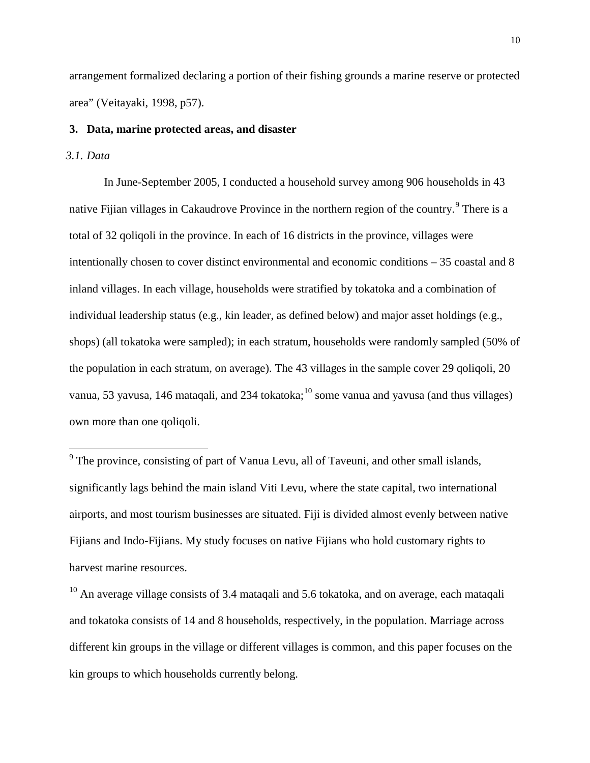arrangement formalized declaring a portion of their fishing grounds a marine reserve or protected area" (Veitayaki, 1998, p57).

## 3. Data, marine protected areas, and disaster

### *3.1. Data*

In June-September 2005, I conducted a household survey among 906 households in 43 native Fijian villages in Cakaudrove Province in the northern region of the country.[9] There is a total of 32 qoliqoli in the province. In each of 16 districts in the province, villages were intentionally chosen to cover distinct environmental and economic conditions – 35 coastal and 8 inland villages. In each village, households were stratified by tokatoka and a combination of individual leadership status (e.g., kin leader, as defined below) and major asset holdings (e.g., shops) (all tokatoka were sampled); in each stratum, households were randomly sampled (50% of the population in each stratum, on average). The 43 villages in the sample cover 29 qoliqoli, 20 vanua, 53 yavusa, 146 mataqali, and 234 tokatoka;[10] some vanua and yavusa (and thus villages) own more than one qoliqoli.

[9] The province, consisting of part of Vanua Levu, all of Taveuni, and other small islands, significantly lags behind the main island Viti Levu, where the state capital, two international airports, and most tourism businesses are situated. Fiji is divided almost evenly between native Fijians and Indo-Fijians. My study focuses on native Fijians who hold customary rights to harvest marine resources.

[10] An average village consists of 3.4 mataqali and 5.6 tokatoka, and on average, each mataqali and tokatoka consists of 14 and 8 households, respectively, in the population. Marriage across different kin groups in the village or different villages is common, and this paper focuses on the kin groups to which households currently belong.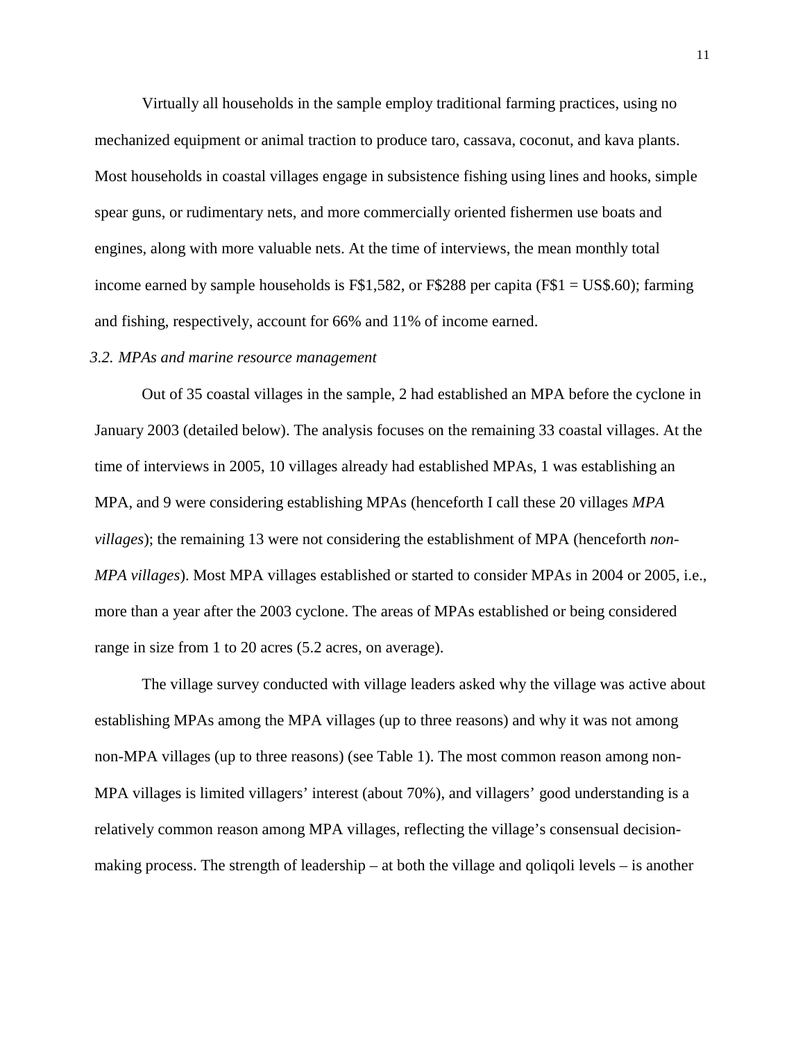Virtually all households in the sample employ traditional farming practices, using no mechanized equipment or animal traction to produce taro, cassava, coconut, and kava plants. Most households in coastal villages engage in subsistence fishing using lines and hooks, simple spear guns, or rudimentary nets, and more commercially oriented fishermen use boats and engines, along with more valuable nets. At the time of interviews, the mean monthly total income earned by sample households is F$1,582, or F$288 per capita (F$1 = US$.60); farming and fishing, respectively, account for 66% and 11% of income earned.

### *3.2. MPAs and marine resource management*

Out of 35 coastal villages in the sample, 2 had established an MPA before the cyclone in January 2003 (detailed below). The analysis focuses on the remaining 33 coastal villages. At the time of interviews in 2005, 10 villages already had established MPAs, 1 was establishing an MPA, and 9 were considering establishing MPAs (henceforth I call these 20 villages *MPA villages*); the remaining 13 were not considering the establishment of MPA (henceforth *non-MPA villages*). Most MPA villages established or started to consider MPAs in 2004 or 2005, i.e., more than a year after the 2003 cyclone. The areas of MPAs established or being considered range in size from 1 to 20 acres (5.2 acres, on average).

The village survey conducted with village leaders asked why the village was active about establishing MPAs among the MPA villages (up to three reasons) and why it was not among non-MPA villages (up to three reasons) (see Table 1). The most common reason among non-MPA villages is limited villagers' interest (about 70%), and villagers' good understanding is a relatively common reason among MPA villages, reflecting the village's consensual decision-making process. The strength of leadership – at both the village and qoliqoli levels – is another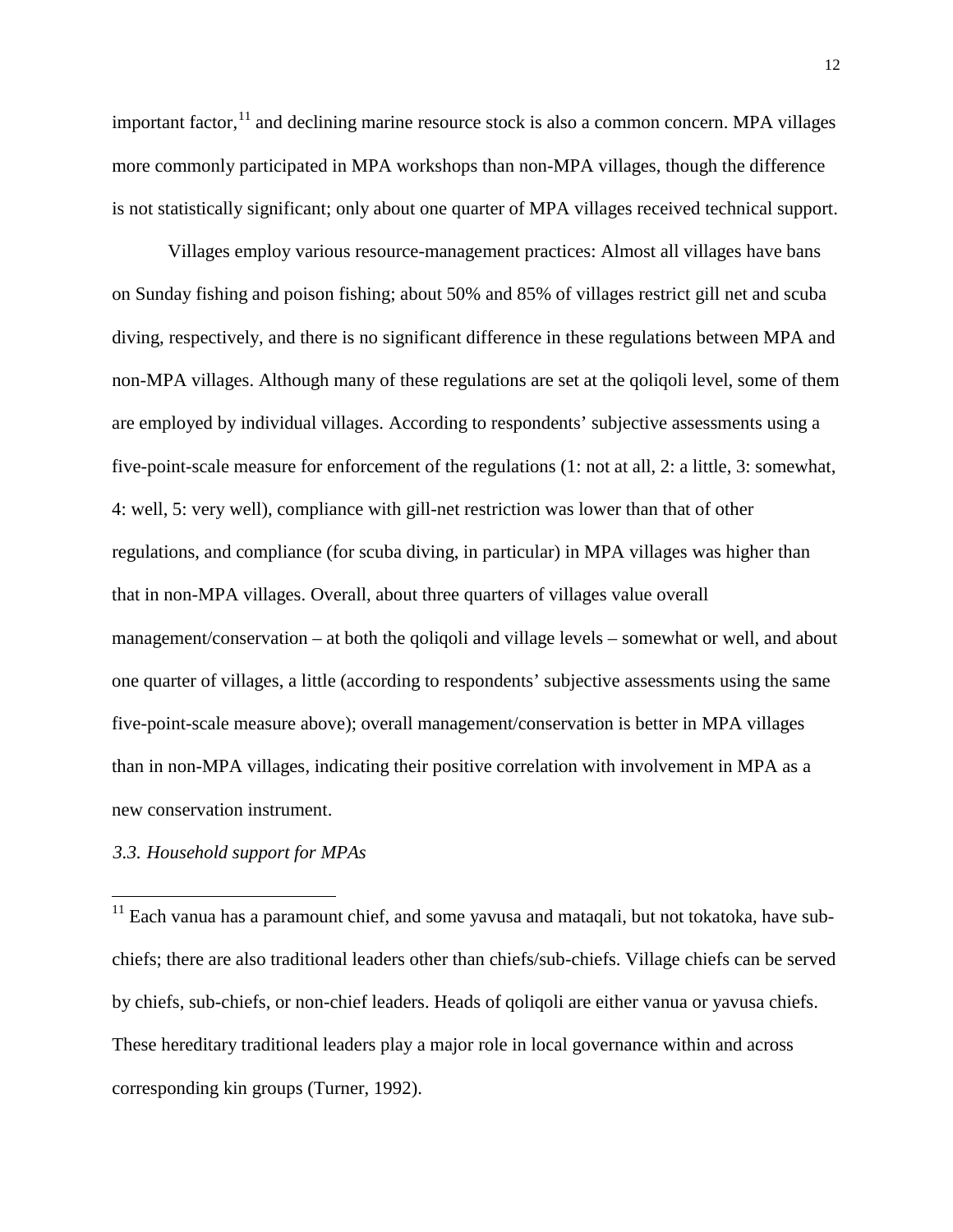important factor,[11] and declining marine resource stock is also a common concern. MPA villages more commonly participated in MPA workshops than non-MPA villages, though the difference is not statistically significant; only about one quarter of MPA villages received technical support.

Villages employ various resource-management practices: Almost all villages have bans on Sunday fishing and poison fishing; about 50% and 85% of villages restrict gill net and scuba diving, respectively, and there is no significant difference in these regulations between MPA and non-MPA villages. Although many of these regulations are set at the qoliqoli level, some of them are employed by individual villages. According to respondents' subjective assessments using a five-point-scale measure for enforcement of the regulations (1: not at all, 2: a little, 3: somewhat, 4: well, 5: very well), compliance with gill-net restriction was lower than that of other regulations, and compliance (for scuba diving, in particular) in MPA villages was higher than that in non-MPA villages. Overall, about three quarters of villages value overall management/conservation – at both the qoliqoli and village levels – somewhat or well, and about one quarter of villages, a little (according to respondents' subjective assessments using the same five-point-scale measure above); overall management/conservation is better in MPA villages than in non-MPA villages, indicating their positive correlation with involvement in MPA as a new conservation instrument.

### *3.3. Household support for MPAs*

---

[11] Each vanua has a paramount chief, and some yavusa and mataqali, but not tokatoka, have sub-chiefs; there are also traditional leaders other than chiefs/sub-chiefs. Village chiefs can be served by chiefs, sub-chiefs, or non-chief leaders. Heads of qoliqoli are either vanua or yavusa chiefs. These hereditary traditional leaders play a major role in local governance within and across corresponding kin groups (Turner, 1992).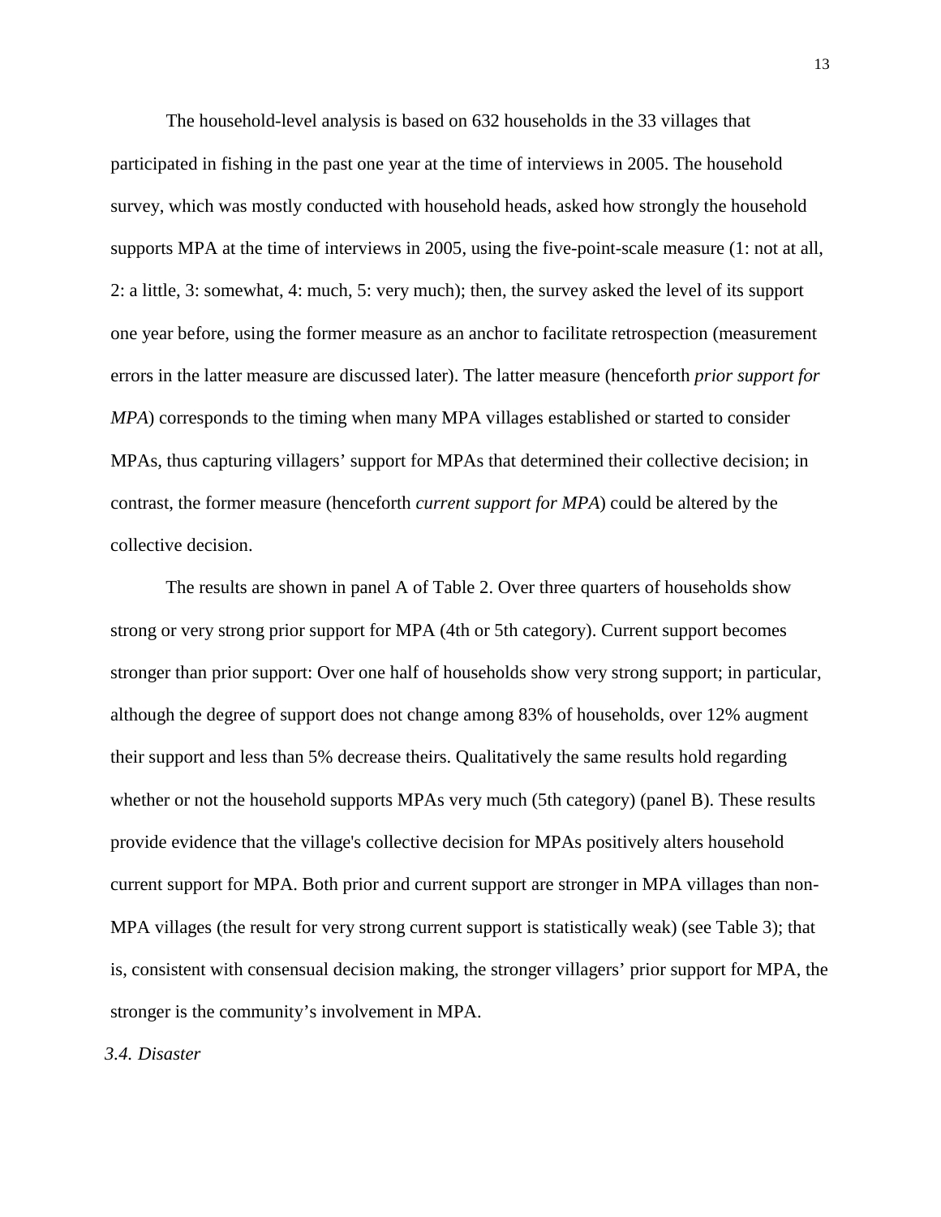The household-level analysis is based on 632 households in the 33 villages that participated in fishing in the past one year at the time of interviews in 2005. The household survey, which was mostly conducted with household heads, asked how strongly the household supports MPA at the time of interviews in 2005, using the five-point-scale measure (1: not at all, 2: a little, 3: somewhat, 4: much, 5: very much); then, the survey asked the level of its support one year before, using the former measure as an anchor to facilitate retrospection (measurement errors in the latter measure are discussed later). The latter measure (henceforth *prior support for MPA*) corresponds to the timing when many MPA villages established or started to consider MPAs, thus capturing villagers' support for MPAs that determined their collective decision; in contrast, the former measure (henceforth *current support for MPA*) could be altered by the collective decision.

The results are shown in panel A of Table 2. Over three quarters of households show strong or very strong prior support for MPA (4th or 5th category). Current support becomes stronger than prior support: Over one half of households show very strong support; in particular, although the degree of support does not change among 83% of households, over 12% augment their support and less than 5% decrease theirs. Qualitatively the same results hold regarding whether or not the household supports MPAs very much (5th category) (panel B). These results provide evidence that the village's collective decision for MPAs positively alters household current support for MPA. Both prior and current support are stronger in MPA villages than non-MPA villages (the result for very strong current support is statistically weak) (see Table 3); that is, consistent with consensual decision making, the stronger villagers' prior support for MPA, the stronger is the community's involvement in MPA.

### *3.4. Disaster*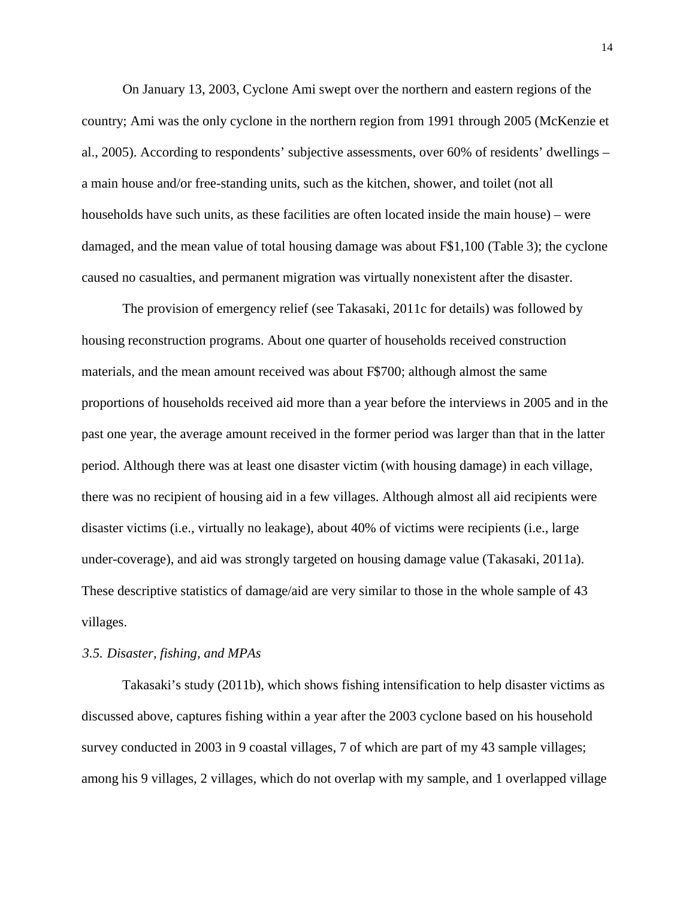On January 13, 2003, Cyclone Ami swept over the northern and eastern regions of the country; Ami was the only cyclone in the northern region from 1991 through 2005 (McKenzie et al., 2005). According to respondents' subjective assessments, over 60% of residents' dwellings – a main house and/or free-standing units, such as the kitchen, shower, and toilet (not all households have such units, as these facilities are often located inside the main house) – were damaged, and the mean value of total housing damage was about F$1,100 (Table 3); the cyclone caused no casualties, and permanent migration was virtually nonexistent after the disaster.

The provision of emergency relief (see Takasaki, 2011c for details) was followed by housing reconstruction programs. About one quarter of households received construction materials, and the mean amount received was about F$700; although almost the same proportions of households received aid more than a year before the interviews in 2005 and in the past one year, the average amount received in the former period was larger than that in the latter period. Although there was at least one disaster victim (with housing damage) in each village, there was no recipient of housing aid in a few villages. Although almost all aid recipients were disaster victims (i.e., virtually no leakage), about 40% of victims were recipients (i.e., large under-coverage), and aid was strongly targeted on housing damage value (Takasaki, 2011a). These descriptive statistics of damage/aid are very similar to those in the whole sample of 43 villages.

### *3.5. Disaster, fishing, and MPAs*

Takasaki's study (2011b), which shows fishing intensification to help disaster victims as discussed above, captures fishing within a year after the 2003 cyclone based on his household survey conducted in 2003 in 9 coastal villages, 7 of which are part of my 43 sample villages; among his 9 villages, 2 villages, which do not overlap with my sample, and 1 overlapped village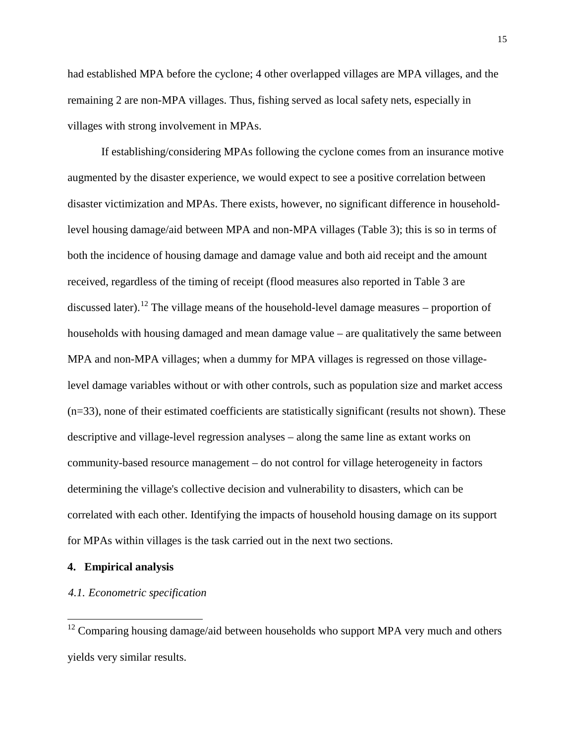had established MPA before the cyclone; 4 other overlapped villages are MPA villages, and the remaining 2 are non-MPA villages. Thus, fishing served as local safety nets, especially in villages with strong involvement in MPAs.

If establishing/considering MPAs following the cyclone comes from an insurance motive augmented by the disaster experience, we would expect to see a positive correlation between disaster victimization and MPAs. There exists, however, no significant difference in household-level housing damage/aid between MPA and non-MPA villages (Table 3); this is so in terms of both the incidence of housing damage and damage value and both aid receipt and the amount received, regardless of the timing of receipt (flood measures also reported in Table 3 are discussed later).[12] The village means of the household-level damage measures – proportion of households with housing damaged and mean damage value – are qualitatively the same between MPA and non-MPA villages; when a dummy for MPA villages is regressed on those village-level damage variables without or with other controls, such as population size and market access (n=33), none of their estimated coefficients are statistically significant (results not shown). These descriptive and village-level regression analyses – along the same line as extant works on community-based resource management – do not control for village heterogeneity in factors determining the village's collective decision and vulnerability to disasters, which can be correlated with each other. Identifying the impacts of household housing damage on its support for MPAs within villages is the task carried out in the next two sections.

## 4. Empirical analysis

### *4.1. Econometric specification*

[12] Comparing housing damage/aid between households who support MPA very much and others yields very similar results.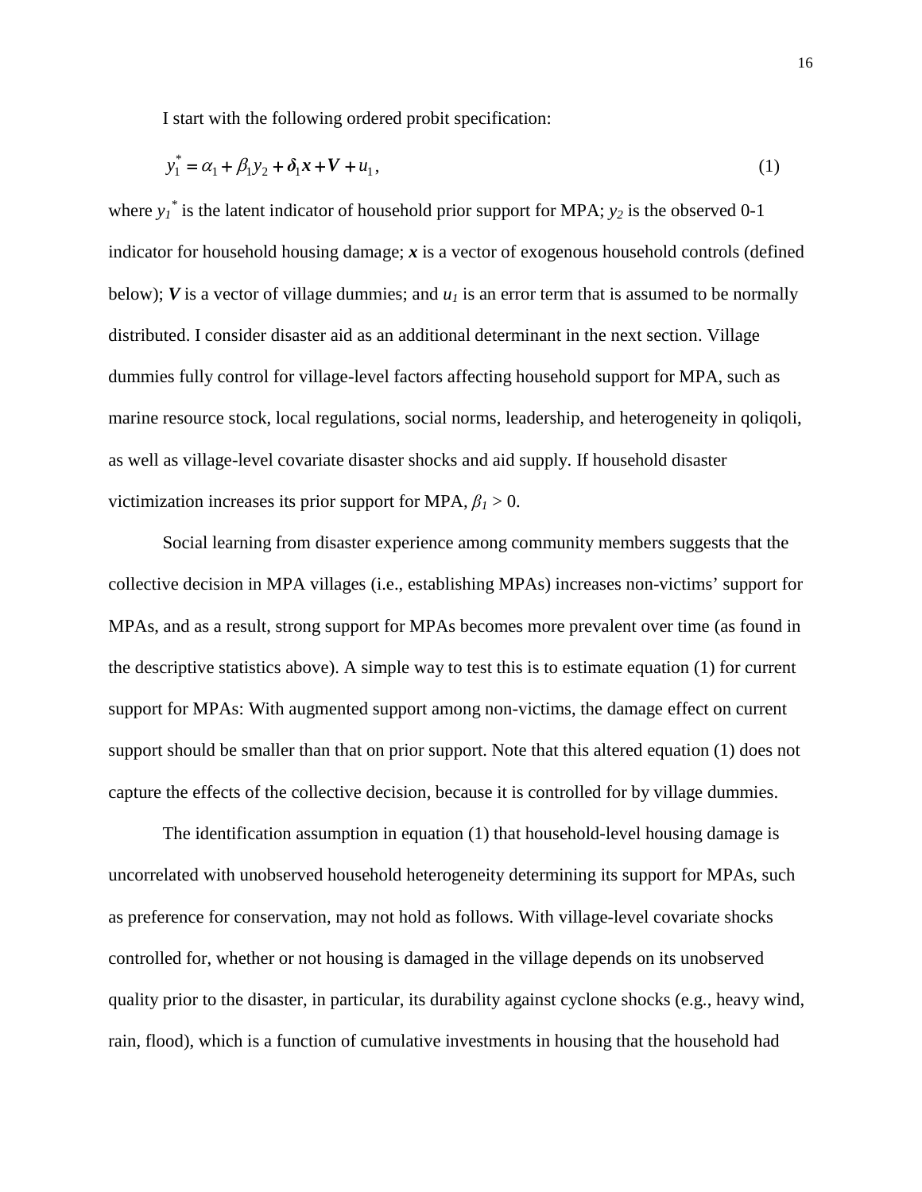I start with the following ordered probit specification:

$$y_1^* = \alpha_1 + \beta_1 y_2 + \boldsymbol{\delta}_1 \boldsymbol{x} + \boldsymbol{V} + u_1, \tag{1}$$

where $y_1^*$ is the latent indicator of household prior support for MPA; $y_2$ is the observed 0-1 indicator for household housing damage; $\boldsymbol{x}$ is a vector of exogenous household controls (defined below); $\boldsymbol{V}$ is a vector of village dummies; and $u_1$ is an error term that is assumed to be normally distributed. I consider disaster aid as an additional determinant in the next section. Village dummies fully control for village-level factors affecting household support for MPA, such as marine resource stock, local regulations, social norms, leadership, and heterogeneity in qoliqoli, as well as village-level covariate disaster shocks and aid supply. If household disaster victimization increases its prior support for MPA, $\beta_1 > 0$.

Social learning from disaster experience among community members suggests that the collective decision in MPA villages (i.e., establishing MPAs) increases non-victims' support for MPAs, and as a result, strong support for MPAs becomes more prevalent over time (as found in the descriptive statistics above). A simple way to test this is to estimate equation (1) for current support for MPAs: With augmented support among non-victims, the damage effect on current support should be smaller than that on prior support. Note that this altered equation (1) does not capture the effects of the collective decision, because it is controlled for by village dummies.

The identification assumption in equation (1) that household-level housing damage is uncorrelated with unobserved household heterogeneity determining its support for MPAs, such as preference for conservation, may not hold as follows. With village-level covariate shocks controlled for, whether or not housing is damaged in the village depends on its unobserved quality prior to the disaster, in particular, its durability against cyclone shocks (e.g., heavy wind, rain, flood), which is a function of cumulative investments in housing that the household had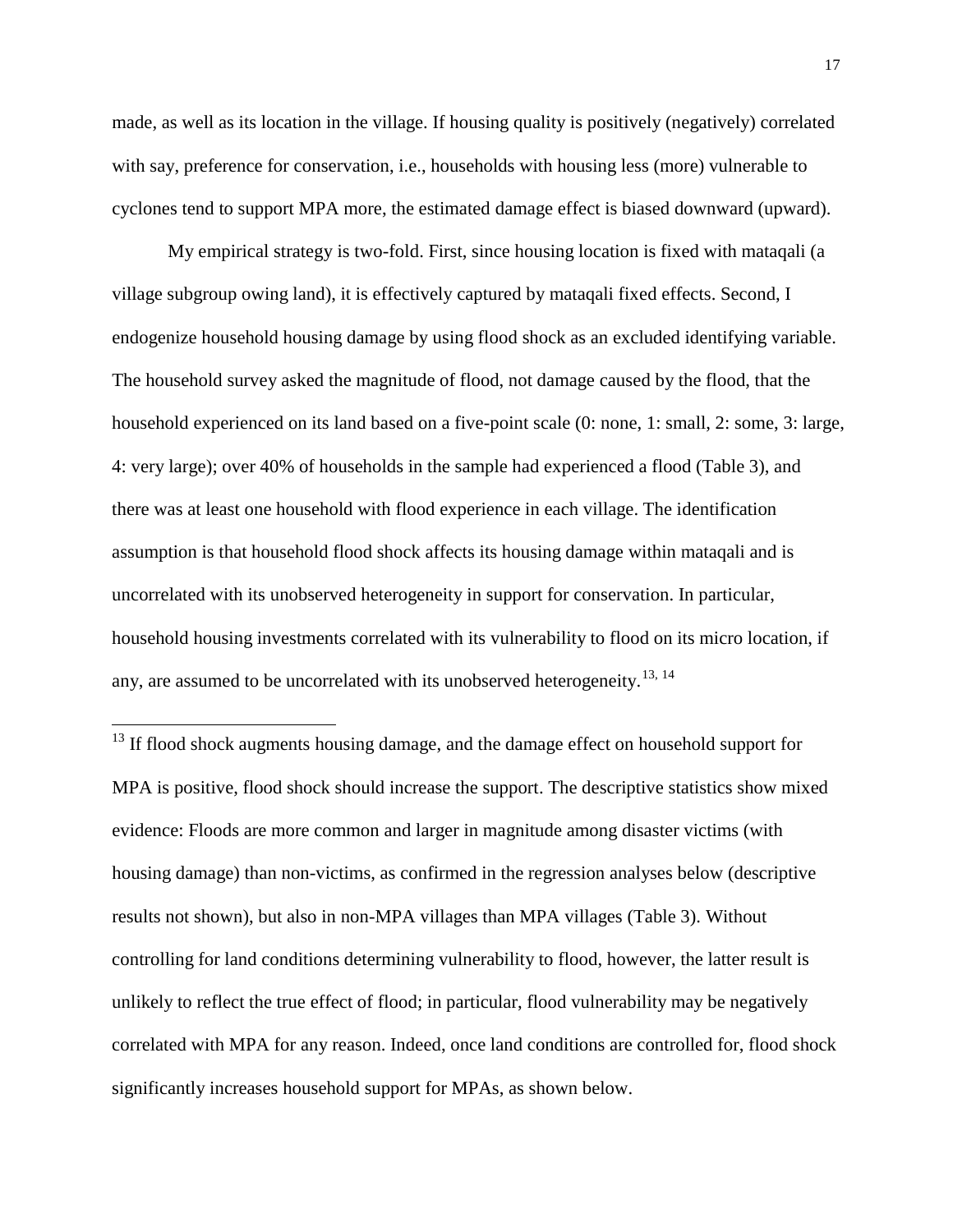made, as well as its location in the village. If housing quality is positively (negatively) correlated with say, preference for conservation, i.e., households with housing less (more) vulnerable to cyclones tend to support MPA more, the estimated damage effect is biased downward (upward).

My empirical strategy is two-fold. First, since housing location is fixed with mataqali (a village subgroup owing land), it is effectively captured by mataqali fixed effects. Second, I endogenize household housing damage by using flood shock as an excluded identifying variable. The household survey asked the magnitude of flood, not damage caused by the flood, that the household experienced on its land based on a five-point scale (0: none, 1: small, 2: some, 3: large, 4: very large); over 40% of households in the sample had experienced a flood (Table 3), and there was at least one household with flood experience in each village. The identification assumption is that household flood shock affects its housing damage within mataqali and is uncorrelated with its unobserved heterogeneity in support for conservation. In particular, household housing investments correlated with its vulnerability to flood on its micro location, if any, are assumed to be uncorrelated with its unobserved heterogeneity.[13, 14]

[13] If flood shock augments housing damage, and the damage effect on household support for MPA is positive, flood shock should increase the support. The descriptive statistics show mixed evidence: Floods are more common and larger in magnitude among disaster victims (with housing damage) than non-victims, as confirmed in the regression analyses below (descriptive results not shown), but also in non-MPA villages than MPA villages (Table 3). Without controlling for land conditions determining vulnerability to flood, however, the latter result is unlikely to reflect the true effect of flood; in particular, flood vulnerability may be negatively correlated with MPA for any reason. Indeed, once land conditions are controlled for, flood shock significantly increases household support for MPAs, as shown below.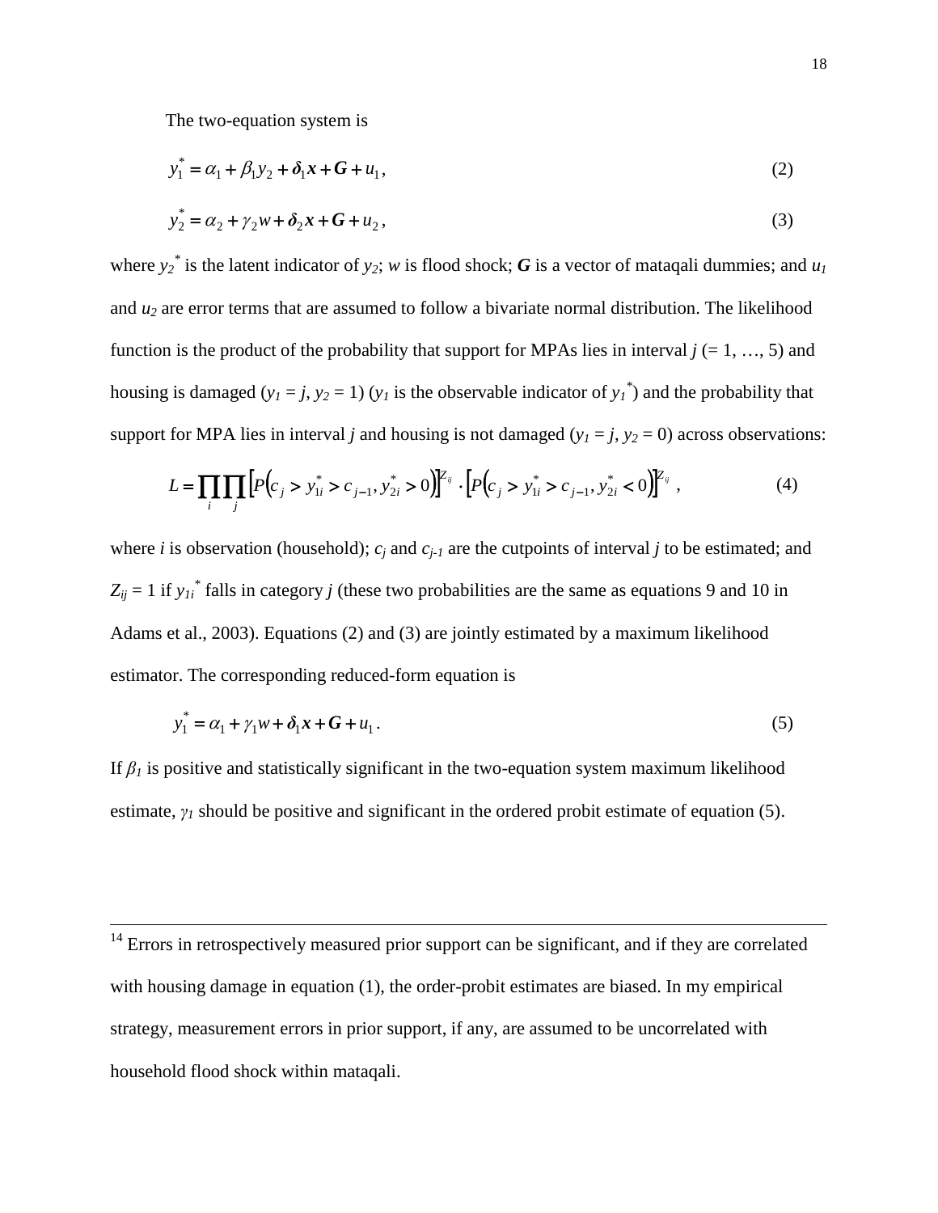The two-equation system is

$$y_1^* = \alpha_1 + \beta_1 y_2 + \boldsymbol{\delta}_1 \boldsymbol{x} + \boldsymbol{G} + u_1, \tag{2}$$

$$y_2^* = \alpha_2 + \gamma_2 w + \boldsymbol{\delta}_2 \boldsymbol{x} + \boldsymbol{G} + u_2, \tag{3}$$

where $y_2^*$ is the latent indicator of $y_2$; $w$ is flood shock; $\boldsymbol{G}$ is a vector of mataqali dummies; and $u_1$ and $u_2$ are error terms that are assumed to follow a bivariate normal distribution. The likelihood function is the product of the probability that support for MPAs lies in interval $j$ (= 1, …, 5) and housing is damaged ($y_1 = j$, $y_2 = 1$) ($y_1$ is the observable indicator of $y_1^*$) and the probability that support for MPA lies in interval $j$ and housing is not damaged ($y_1 = j$, $y_2 = 0$) across observations:

$$L = \prod_i \prod_j \left[P\left(c_j > y_{1i}^* > c_{j-1}, y_{2i}^* > 0\right)\right]^{Z_{ij}} \cdot \left[P\left(c_j > y_{1i}^* > c_{j-1}, y_{2i}^* < 0\right)\right]^{Z_{ij}}, \tag{4}$$

where $i$ is observation (household); $c_j$ and $c_{j-1}$ are the cutpoints of interval $j$ to be estimated; and $Z_{ij} = 1$ if $y_{1i}^*$ falls in category $j$ (these two probabilities are the same as equations 9 and 10 in Adams et al., 2003). Equations (2) and (3) are jointly estimated by a maximum likelihood estimator. The corresponding reduced-form equation is

$$y_1^* = \alpha_1 + \gamma_1 w + \boldsymbol{\delta}_1 \boldsymbol{x} + \boldsymbol{G} + u_1. \tag{5}$$

If $\beta_1$ is positive and statistically significant in the two-equation system maximum likelihood estimate, $\gamma_1$ should be positive and significant in the ordered probit estimate of equation (5).

[14] Errors in retrospectively measured prior support can be significant, and if they are correlated with housing damage in equation (1), the order-probit estimates are biased. In my empirical strategy, measurement errors in prior support, if any, are assumed to be uncorrelated with household flood shock within mataqali.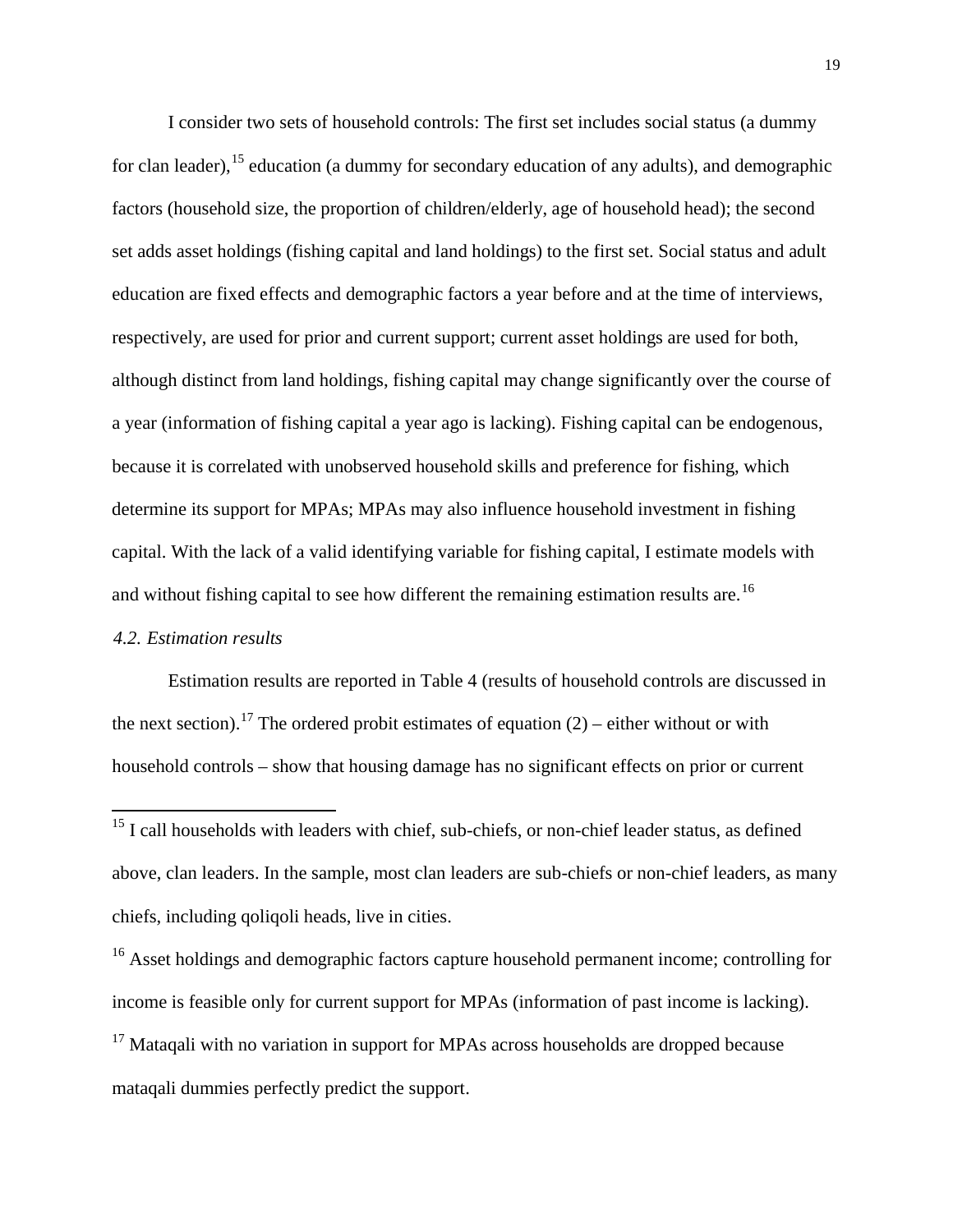I consider two sets of household controls: The first set includes social status (a dummy for clan leader),[15] education (a dummy for secondary education of any adults), and demographic factors (household size, the proportion of children/elderly, age of household head); the second set adds asset holdings (fishing capital and land holdings) to the first set. Social status and adult education are fixed effects and demographic factors a year before and at the time of interviews, respectively, are used for prior and current support; current asset holdings are used for both, although distinct from land holdings, fishing capital may change significantly over the course of a year (information of fishing capital a year ago is lacking). Fishing capital can be endogenous, because it is correlated with unobserved household skills and preference for fishing, which determine its support for MPAs; MPAs may also influence household investment in fishing capital. With the lack of a valid identifying variable for fishing capital, I estimate models with and without fishing capital to see how different the remaining estimation results are.[16]

### *4.2. Estimation results*

Estimation results are reported in Table 4 (results of household controls are discussed in the next section).[17] The ordered probit estimates of equation (2) – either without or with household controls – show that housing damage has no significant effects on prior or current

---

[15] I call households with leaders with chief, sub-chiefs, or non-chief leader status, as defined above, clan leaders. In the sample, most clan leaders are sub-chiefs or non-chief leaders, as many chiefs, including qoliqoli heads, live in cities.

[16] Asset holdings and demographic factors capture household permanent income; controlling for income is feasible only for current support for MPAs (information of past income is lacking).

[17] Mataqali with no variation in support for MPAs across households are dropped because mataqali dummies perfectly predict the support.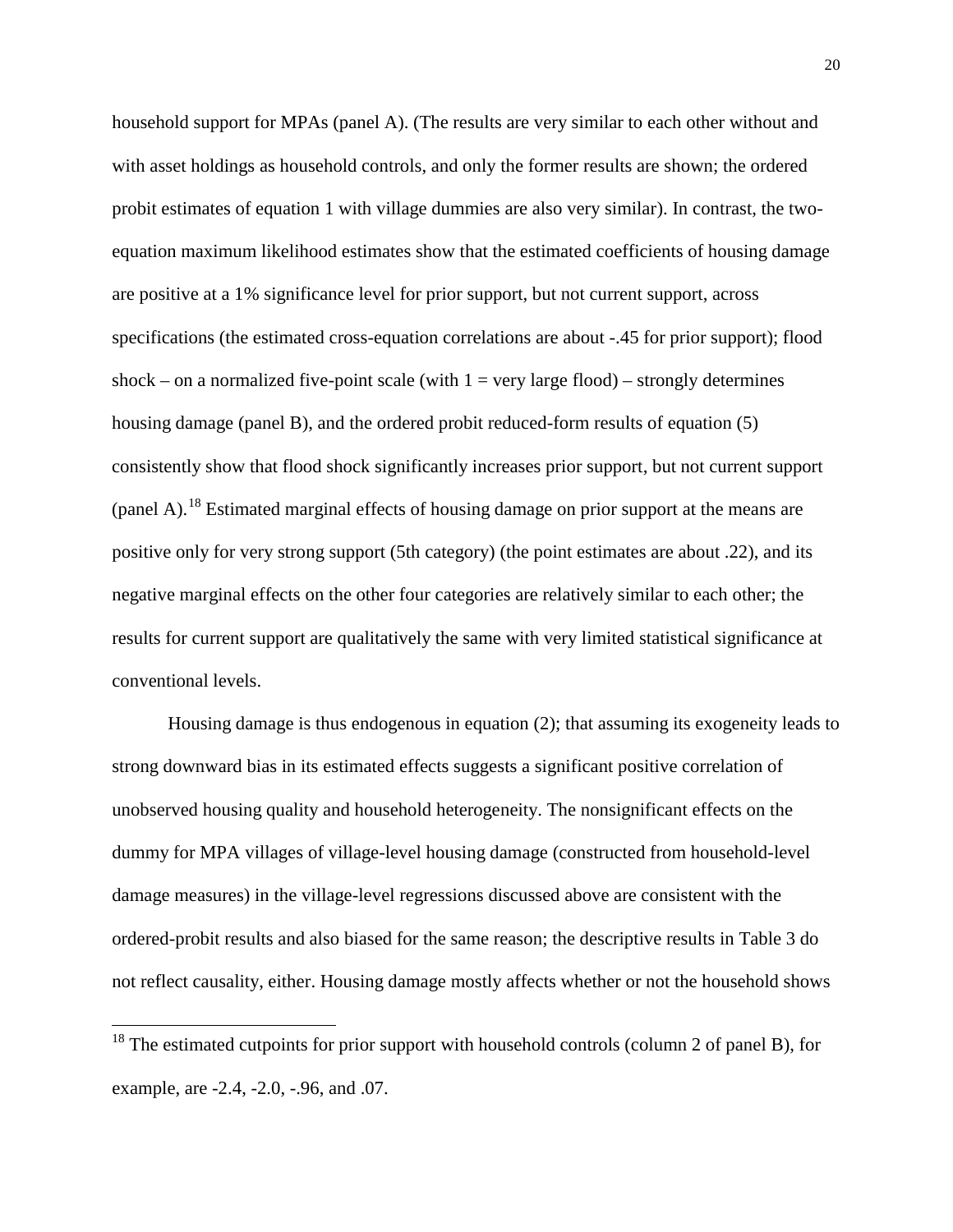household support for MPAs (panel A). (The results are very similar to each other without and with asset holdings as household controls, and only the former results are shown; the ordered probit estimates of equation 1 with village dummies are also very similar). In contrast, the two-equation maximum likelihood estimates show that the estimated coefficients of housing damage are positive at a 1% significance level for prior support, but not current support, across specifications (the estimated cross-equation correlations are about -.45 for prior support); flood shock – on a normalized five-point scale (with 1 = very large flood) – strongly determines housing damage (panel B), and the ordered probit reduced-form results of equation (5) consistently show that flood shock significantly increases prior support, but not current support (panel A).[18] Estimated marginal effects of housing damage on prior support at the means are positive only for very strong support (5th category) (the point estimates are about .22), and its negative marginal effects on the other four categories are relatively similar to each other; the results for current support are qualitatively the same with very limited statistical significance at conventional levels.

Housing damage is thus endogenous in equation (2); that assuming its exogeneity leads to strong downward bias in its estimated effects suggests a significant positive correlation of unobserved housing quality and household heterogeneity. The nonsignificant effects on the dummy for MPA villages of village-level housing damage (constructed from household-level damage measures) in the village-level regressions discussed above are consistent with the ordered-probit results and also biased for the same reason; the descriptive results in Table 3 do not reflect causality, either. Housing damage mostly affects whether or not the household shows

[18] The estimated cutpoints for prior support with household controls (column 2 of panel B), for example, are -2.4, -2.0, -.96, and .07.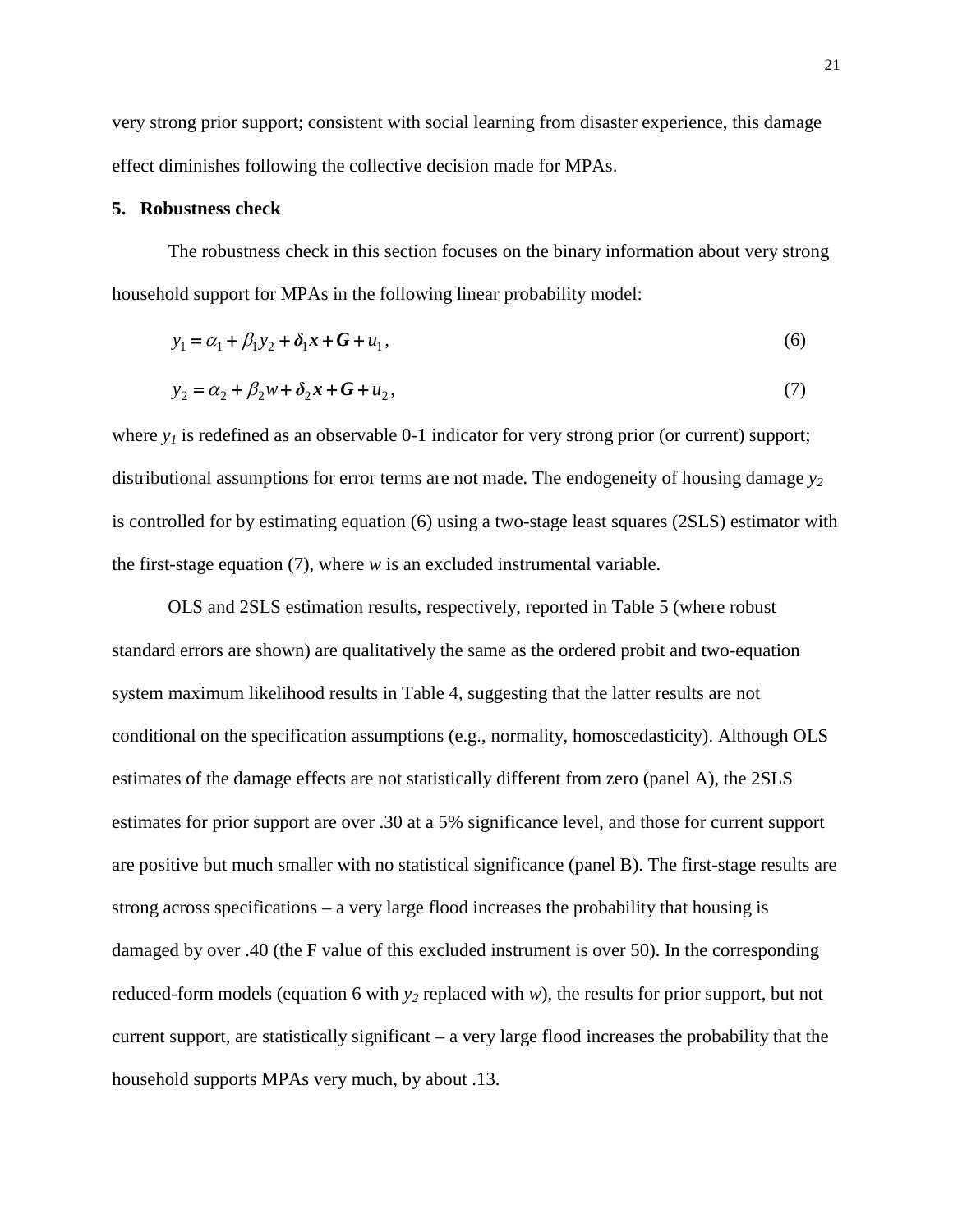very strong prior support; consistent with social learning from disaster experience, this damage effect diminishes following the collective decision made for MPAs.

## 5. Robustness check

The robustness check in this section focuses on the binary information about very strong household support for MPAs in the following linear probability model:

$$y_1 = \alpha_1 + \beta_1 y_2 + \boldsymbol{\delta}_1 \boldsymbol{x} + \boldsymbol{G} + u_1, \tag{6}$$

$$y_2 = \alpha_2 + \beta_2 w + \boldsymbol{\delta}_2 \boldsymbol{x} + \boldsymbol{G} + u_2, \tag{7}$$

where $y_1$ is redefined as an observable 0-1 indicator for very strong prior (or current) support; distributional assumptions for error terms are not made. The endogeneity of housing damage $y_2$ is controlled for by estimating equation (6) using a two-stage least squares (2SLS) estimator with the first-stage equation (7), where $w$ is an excluded instrumental variable.

OLS and 2SLS estimation results, respectively, reported in Table 5 (where robust standard errors are shown) are qualitatively the same as the ordered probit and two-equation system maximum likelihood results in Table 4, suggesting that the latter results are not conditional on the specification assumptions (e.g., normality, homoscedasticity). Although OLS estimates of the damage effects are not statistically different from zero (panel A), the 2SLS estimates for prior support are over .30 at a 5% significance level, and those for current support are positive but much smaller with no statistical significance (panel B). The first-stage results are strong across specifications – a very large flood increases the probability that housing is damaged by over .40 (the F value of this excluded instrument is over 50). In the corresponding reduced-form models (equation 6 with $y_2$ replaced with $w$), the results for prior support, but not current support, are statistically significant – a very large flood increases the probability that the household supports MPAs very much, by about .13.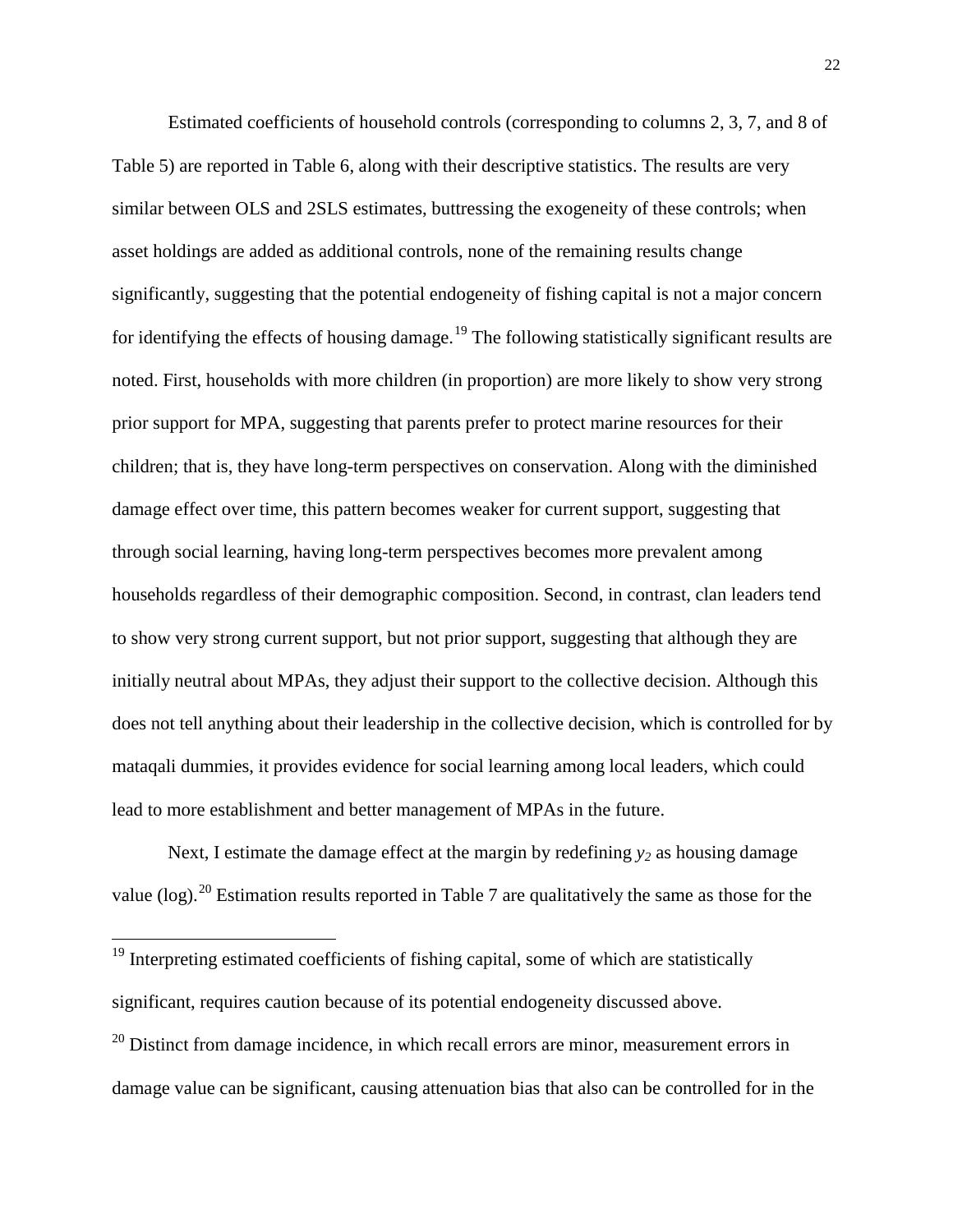Estimated coefficients of household controls (corresponding to columns 2, 3, 7, and 8 of Table 5) are reported in Table 6, along with their descriptive statistics. The results are very similar between OLS and 2SLS estimates, buttressing the exogeneity of these controls; when asset holdings are added as additional controls, none of the remaining results change significantly, suggesting that the potential endogeneity of fishing capital is not a major concern for identifying the effects of housing damage.[19] The following statistically significant results are noted. First, households with more children (in proportion) are more likely to show very strong prior support for MPA, suggesting that parents prefer to protect marine resources for their children; that is, they have long-term perspectives on conservation. Along with the diminished damage effect over time, this pattern becomes weaker for current support, suggesting that through social learning, having long-term perspectives becomes more prevalent among households regardless of their demographic composition. Second, in contrast, clan leaders tend to show very strong current support, but not prior support, suggesting that although they are initially neutral about MPAs, they adjust their support to the collective decision. Although this does not tell anything about their leadership in the collective decision, which is controlled for by mataqali dummies, it provides evidence for social learning among local leaders, which could lead to more establishment and better management of MPAs in the future.

Next, I estimate the damage effect at the margin by redefining $y_2$ as housing damage value (log).[20] Estimation results reported in Table 7 are qualitatively the same as those for the

[19] Interpreting estimated coefficients of fishing capital, some of which are statistically significant, requires caution because of its potential endogeneity discussed above.

[20] Distinct from damage incidence, in which recall errors are minor, measurement errors in damage value can be significant, causing attenuation bias that also can be controlled for in the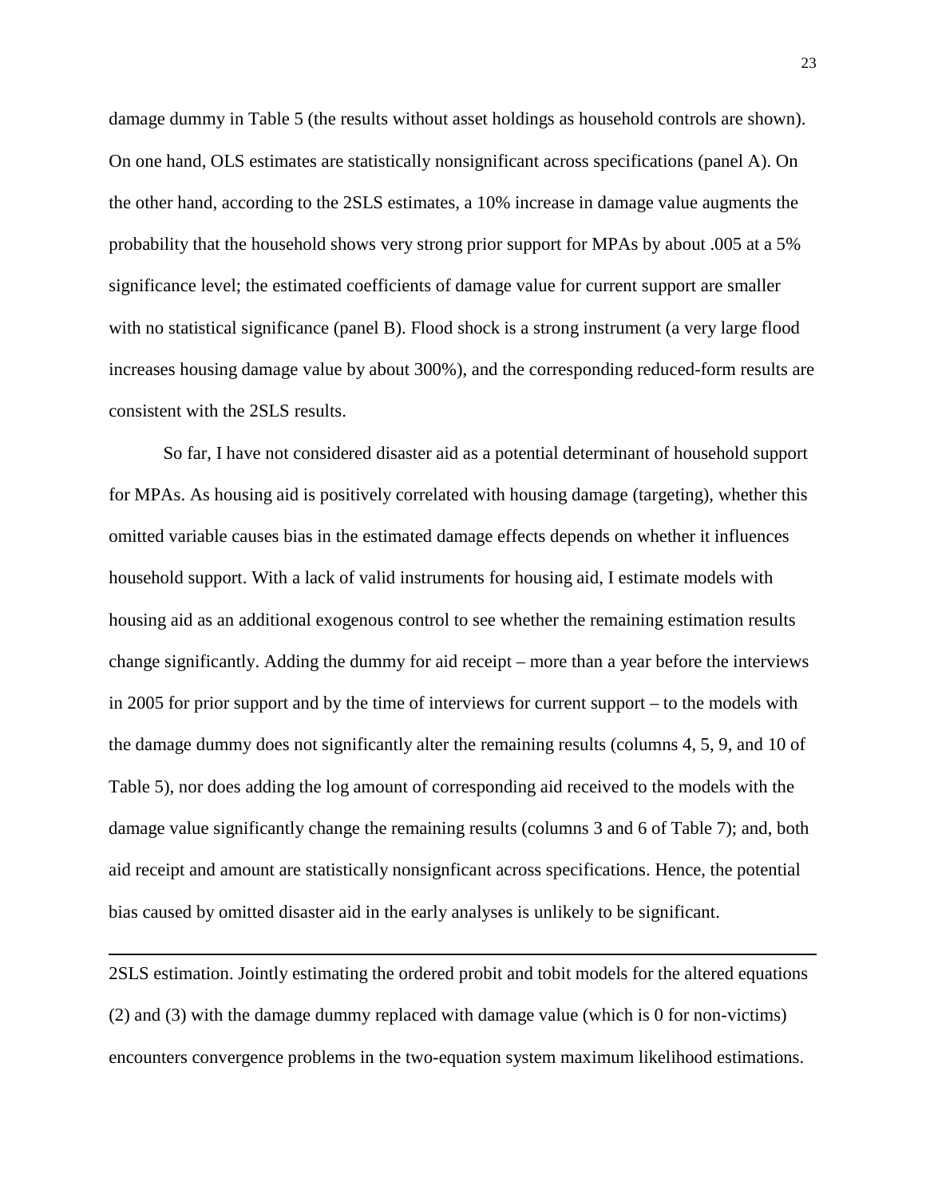damage dummy in Table 5 (the results without asset holdings as household controls are shown). On one hand, OLS estimates are statistically nonsignificant across specifications (panel A). On the other hand, according to the 2SLS estimates, a 10% increase in damage value augments the probability that the household shows very strong prior support for MPAs by about .005 at a 5% significance level; the estimated coefficients of damage value for current support are smaller with no statistical significance (panel B). Flood shock is a strong instrument (a very large flood increases housing damage value by about 300%), and the corresponding reduced-form results are consistent with the 2SLS results.

So far, I have not considered disaster aid as a potential determinant of household support for MPAs. As housing aid is positively correlated with housing damage (targeting), whether this omitted variable causes bias in the estimated damage effects depends on whether it influences household support. With a lack of valid instruments for housing aid, I estimate models with housing aid as an additional exogenous control to see whether the remaining estimation results change significantly. Adding the dummy for aid receipt – more than a year before the interviews in 2005 for prior support and by the time of interviews for current support – to the models with the damage dummy does not significantly alter the remaining results (columns 4, 5, 9, and 10 of Table 5), nor does adding the log amount of corresponding aid received to the models with the damage value significantly change the remaining results (columns 3 and 6 of Table 7); and, both aid receipt and amount are statistically nonsignficant across specifications. Hence, the potential bias caused by omitted disaster aid in the early analyses is unlikely to be significant.

---

2SLS estimation. Jointly estimating the ordered probit and tobit models for the altered equations (2) and (3) with the damage dummy replaced with damage value (which is 0 for non-victims) encounters convergence problems in the two-equation system maximum likelihood estimations.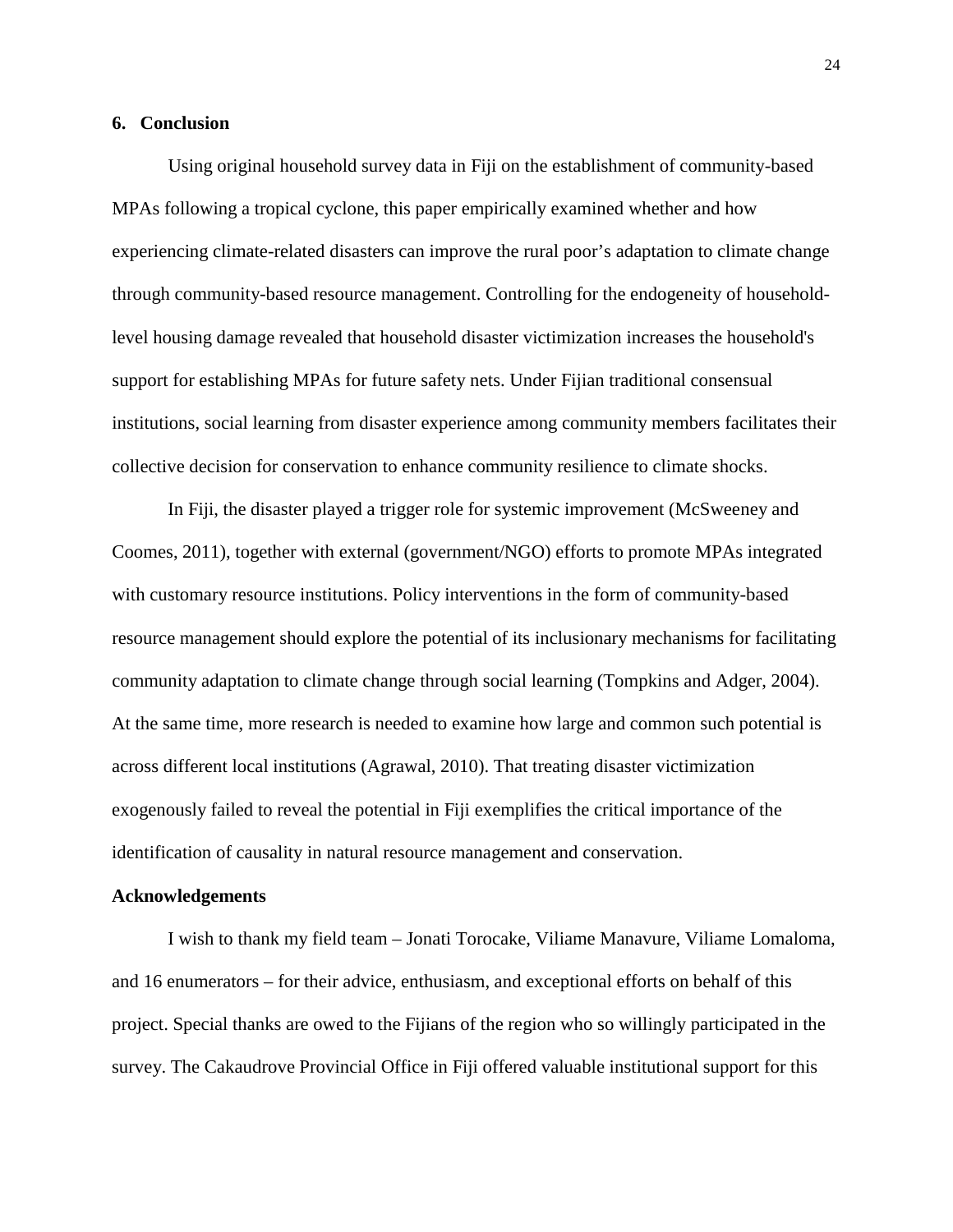## 6. Conclusion

Using original household survey data in Fiji on the establishment of community-based MPAs following a tropical cyclone, this paper empirically examined whether and how experiencing climate-related disasters can improve the rural poor's adaptation to climate change through community-based resource management. Controlling for the endogeneity of household-level housing damage revealed that household disaster victimization increases the household's support for establishing MPAs for future safety nets. Under Fijian traditional consensual institutions, social learning from disaster experience among community members facilitates their collective decision for conservation to enhance community resilience to climate shocks.

In Fiji, the disaster played a trigger role for systemic improvement (McSweeney and Coomes, 2011), together with external (government/NGO) efforts to promote MPAs integrated with customary resource institutions. Policy interventions in the form of community-based resource management should explore the potential of its inclusionary mechanisms for facilitating community adaptation to climate change through social learning (Tompkins and Adger, 2004). At the same time, more research is needed to examine how large and common such potential is across different local institutions (Agrawal, 2010). That treating disaster victimization exogenously failed to reveal the potential in Fiji exemplifies the critical importance of the identification of causality in natural resource management and conservation.

## Acknowledgements

I wish to thank my field team – Jonati Torocake, Viliame Manavure, Viliame Lomaloma, and 16 enumerators – for their advice, enthusiasm, and exceptional efforts on behalf of this project. Special thanks are owed to the Fijians of the region who so willingly participated in the survey. The Cakaudrove Provincial Office in Fiji offered valuable institutional support for this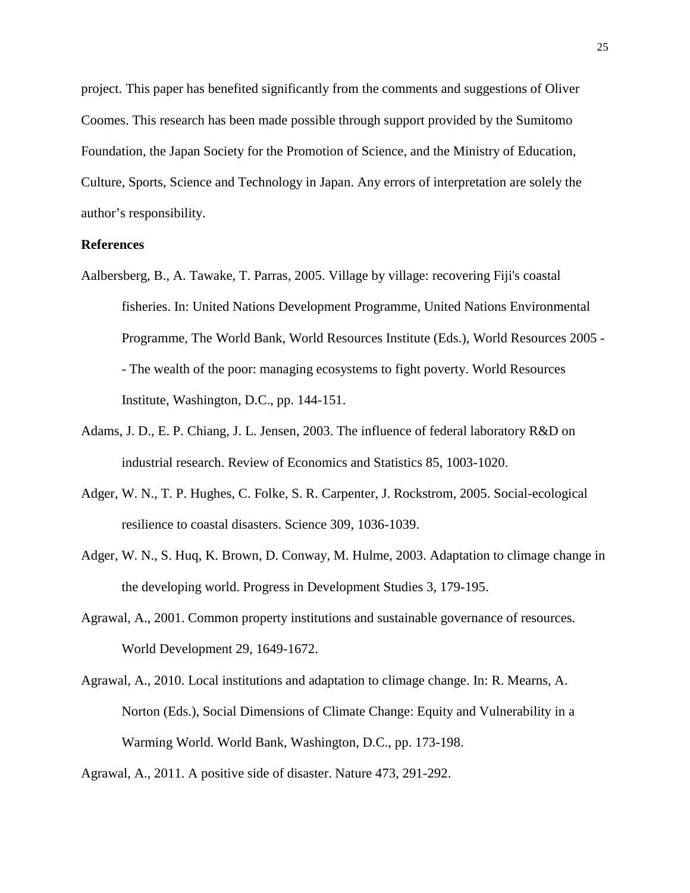project. This paper has benefited significantly from the comments and suggestions of Oliver Coomes. This research has been made possible through support provided by the Sumitomo Foundation, the Japan Society for the Promotion of Science, and the Ministry of Education, Culture, Sports, Science and Technology in Japan. Any errors of interpretation are solely the author's responsibility.

**References**

Aalbersberg, B., A. Tawake, T. Parras, 2005. Village by village: recovering Fiji's coastal fisheries. In: United Nations Development Programme, United Nations Environmental Programme, The World Bank, World Resources Institute (Eds.), World Resources 2005 -- The wealth of the poor: managing ecosystems to fight poverty. World Resources Institute, Washington, D.C., pp. 144-151.

Adams, J. D., E. P. Chiang, J. L. Jensen, 2003. The influence of federal laboratory R&D on industrial research. Review of Economics and Statistics 85, 1003-1020.

Adger, W. N., T. P. Hughes, C. Folke, S. R. Carpenter, J. Rockstrom, 2005. Social-ecological resilience to coastal disasters. Science 309, 1036-1039.

Adger, W. N., S. Huq, K. Brown, D. Conway, M. Hulme, 2003. Adaptation to climage change in the developing world. Progress in Development Studies 3, 179-195.

Agrawal, A., 2001. Common property institutions and sustainable governance of resources. World Development 29, 1649-1672.

Agrawal, A., 2010. Local institutions and adaptation to climage change. In: R. Mearns, A. Norton (Eds.), Social Dimensions of Climate Change: Equity and Vulnerability in a Warming World. World Bank, Washington, D.C., pp. 173-198.

Agrawal, A., 2011. A positive side of disaster. Nature 473, 291-292.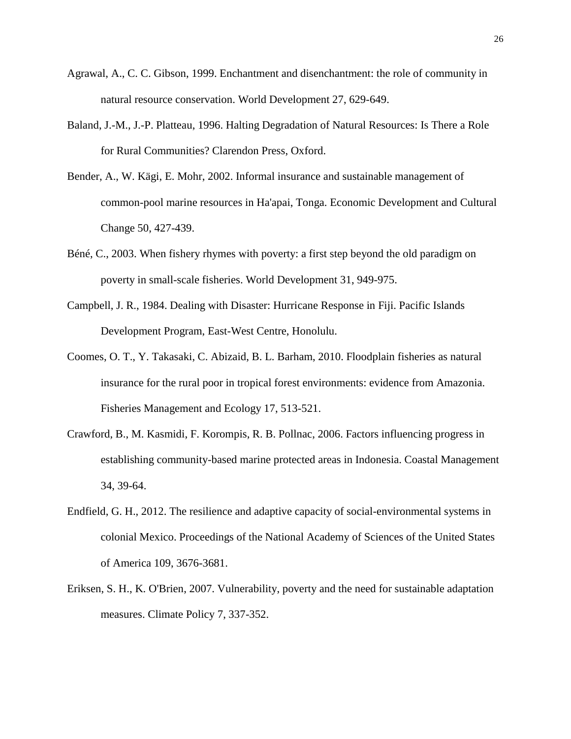Agrawal, A., C. C. Gibson, 1999. Enchantment and disenchantment: the role of community in natural resource conservation. World Development 27, 629-649.

Baland, J.-M., J.-P. Platteau, 1996. Halting Degradation of Natural Resources: Is There a Role for Rural Communities? Clarendon Press, Oxford.

Bender, A., W. Kägi, E. Mohr, 2002. Informal insurance and sustainable management of common-pool marine resources in Ha'apai, Tonga. Economic Development and Cultural Change 50, 427-439.

Béné, C., 2003. When fishery rhymes with poverty: a first step beyond the old paradigm on poverty in small-scale fisheries. World Development 31, 949-975.

Campbell, J. R., 1984. Dealing with Disaster: Hurricane Response in Fiji. Pacific Islands Development Program, East-West Centre, Honolulu.

Coomes, O. T., Y. Takasaki, C. Abizaid, B. L. Barham, 2010. Floodplain fisheries as natural insurance for the rural poor in tropical forest environments: evidence from Amazonia. Fisheries Management and Ecology 17, 513-521.

Crawford, B., M. Kasmidi, F. Korompis, R. B. Pollnac, 2006. Factors influencing progress in establishing community-based marine protected areas in Indonesia. Coastal Management 34, 39-64.

Endfield, G. H., 2012. The resilience and adaptive capacity of social-environmental systems in colonial Mexico. Proceedings of the National Academy of Sciences of the United States of America 109, 3676-3681.

Eriksen, S. H., K. O'Brien, 2007. Vulnerability, poverty and the need for sustainable adaptation measures. Climate Policy 7, 337-352.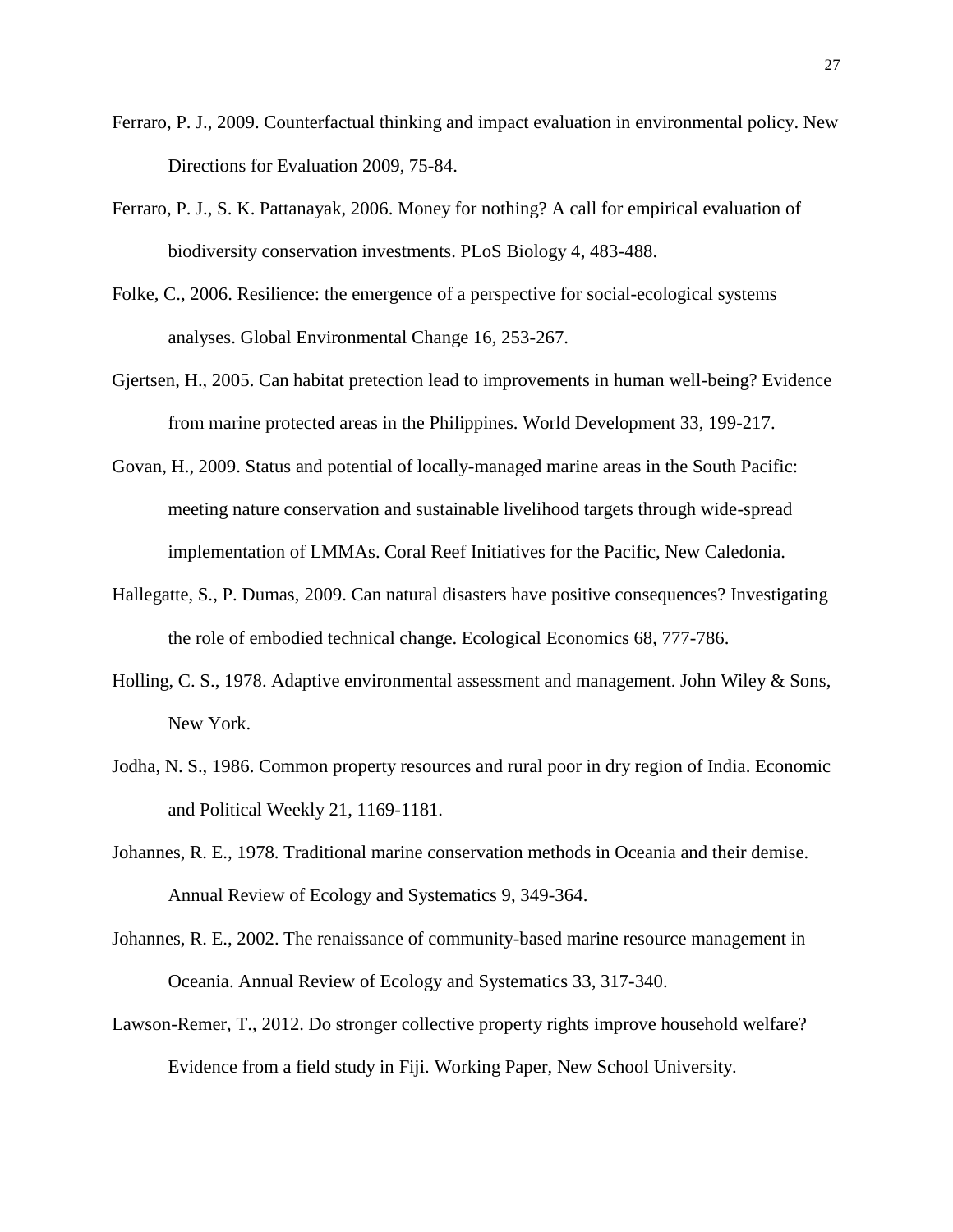Ferraro, P. J., 2009. Counterfactual thinking and impact evaluation in environmental policy. New Directions for Evaluation 2009, 75-84.

Ferraro, P. J., S. K. Pattanayak, 2006. Money for nothing? A call for empirical evaluation of biodiversity conservation investments. PLoS Biology 4, 483-488.

Folke, C., 2006. Resilience: the emergence of a perspective for social-ecological systems analyses. Global Environmental Change 16, 253-267.

Gjertsen, H., 2005. Can habitat pretection lead to improvements in human well-being? Evidence from marine protected areas in the Philippines. World Development 33, 199-217.

Govan, H., 2009. Status and potential of locally-managed marine areas in the South Pacific: meeting nature conservation and sustainable livelihood targets through wide-spread implementation of LMMAs. Coral Reef Initiatives for the Pacific, New Caledonia.

Hallegatte, S., P. Dumas, 2009. Can natural disasters have positive consequences? Investigating the role of embodied technical change. Ecological Economics 68, 777-786.

Holling, C. S., 1978. Adaptive environmental assessment and management. John Wiley & Sons, New York.

Jodha, N. S., 1986. Common property resources and rural poor in dry region of India. Economic and Political Weekly 21, 1169-1181.

Johannes, R. E., 1978. Traditional marine conservation methods in Oceania and their demise. Annual Review of Ecology and Systematics 9, 349-364.

Johannes, R. E., 2002. The renaissance of community-based marine resource management in Oceania. Annual Review of Ecology and Systematics 33, 317-340.

Lawson-Remer, T., 2012. Do stronger collective property rights improve household welfare? Evidence from a field study in Fiji. Working Paper, New School University.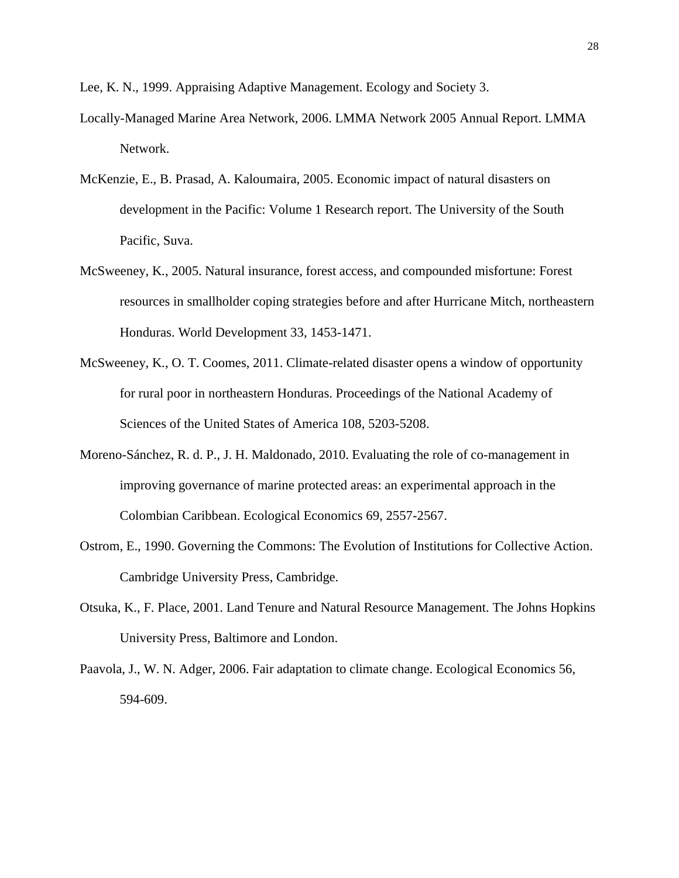Lee, K. N., 1999. Appraising Adaptive Management. Ecology and Society 3.

Locally-Managed Marine Area Network, 2006. LMMA Network 2005 Annual Report. LMMA Network.

McKenzie, E., B. Prasad, A. Kaloumaira, 2005. Economic impact of natural disasters on development in the Pacific: Volume 1 Research report. The University of the South Pacific, Suva.

McSweeney, K., 2005. Natural insurance, forest access, and compounded misfortune: Forest resources in smallholder coping strategies before and after Hurricane Mitch, northeastern Honduras. World Development 33, 1453-1471.

McSweeney, K., O. T. Coomes, 2011. Climate-related disaster opens a window of opportunity for rural poor in northeastern Honduras. Proceedings of the National Academy of Sciences of the United States of America 108, 5203-5208.

Moreno-Sánchez, R. d. P., J. H. Maldonado, 2010. Evaluating the role of co-management in improving governance of marine protected areas: an experimental approach in the Colombian Caribbean. Ecological Economics 69, 2557-2567.

Ostrom, E., 1990. Governing the Commons: The Evolution of Institutions for Collective Action. Cambridge University Press, Cambridge.

Otsuka, K., F. Place, 2001. Land Tenure and Natural Resource Management. The Johns Hopkins University Press, Baltimore and London.

Paavola, J., W. N. Adger, 2006. Fair adaptation to climate change. Ecological Economics 56, 594-609.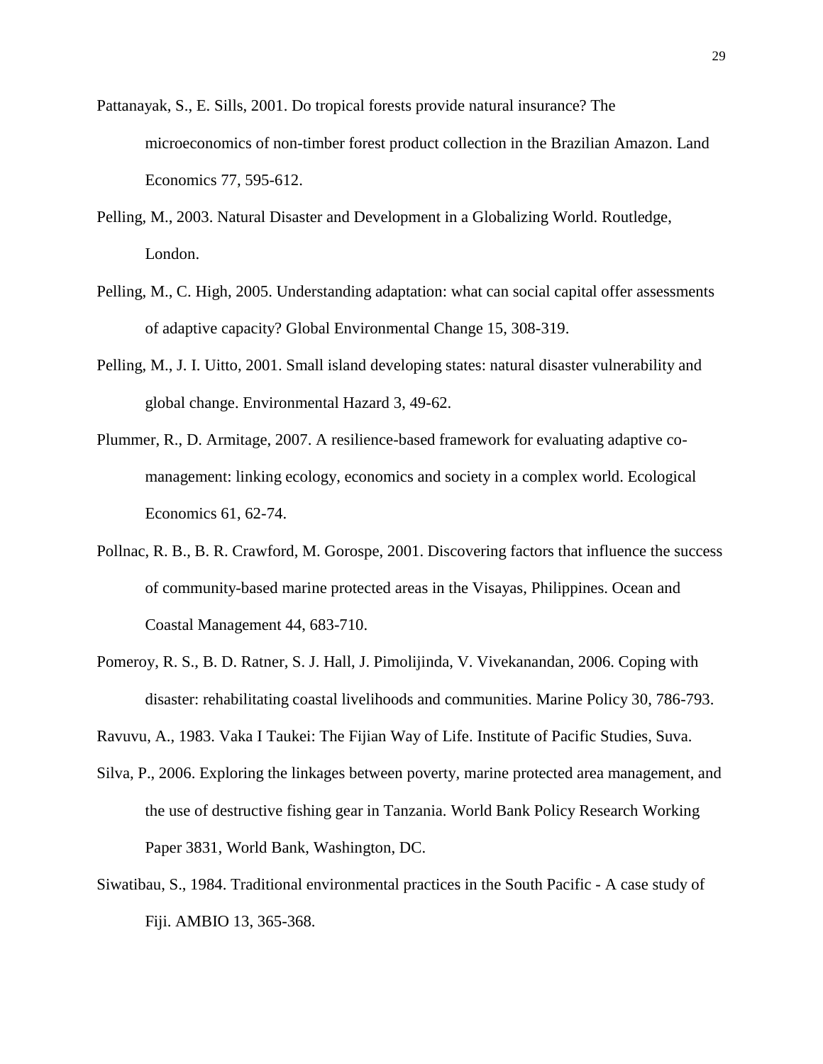Pattanayak, S., E. Sills, 2001. Do tropical forests provide natural insurance? The microeconomics of non-timber forest product collection in the Brazilian Amazon. Land Economics 77, 595-612.

Pelling, M., 2003. Natural Disaster and Development in a Globalizing World. Routledge, London.

Pelling, M., C. High, 2005. Understanding adaptation: what can social capital offer assessments of adaptive capacity? Global Environmental Change 15, 308-319.

Pelling, M., J. I. Uitto, 2001. Small island developing states: natural disaster vulnerability and global change. Environmental Hazard 3, 49-62.

Plummer, R., D. Armitage, 2007. A resilience-based framework for evaluating adaptive co-management: linking ecology, economics and society in a complex world. Ecological Economics 61, 62-74.

Pollnac, R. B., B. R. Crawford, M. Gorospe, 2001. Discovering factors that influence the success of community-based marine protected areas in the Visayas, Philippines. Ocean and Coastal Management 44, 683-710.

Pomeroy, R. S., B. D. Ratner, S. J. Hall, J. Pimolijinda, V. Vivekanandan, 2006. Coping with disaster: rehabilitating coastal livelihoods and communities. Marine Policy 30, 786-793.

Ravuvu, A., 1983. Vaka I Taukei: The Fijian Way of Life. Institute of Pacific Studies, Suva.

Silva, P., 2006. Exploring the linkages between poverty, marine protected area management, and the use of destructive fishing gear in Tanzania. World Bank Policy Research Working Paper 3831, World Bank, Washington, DC.

Siwatibau, S., 1984. Traditional environmental practices in the South Pacific - A case study of Fiji. AMBIO 13, 365-368.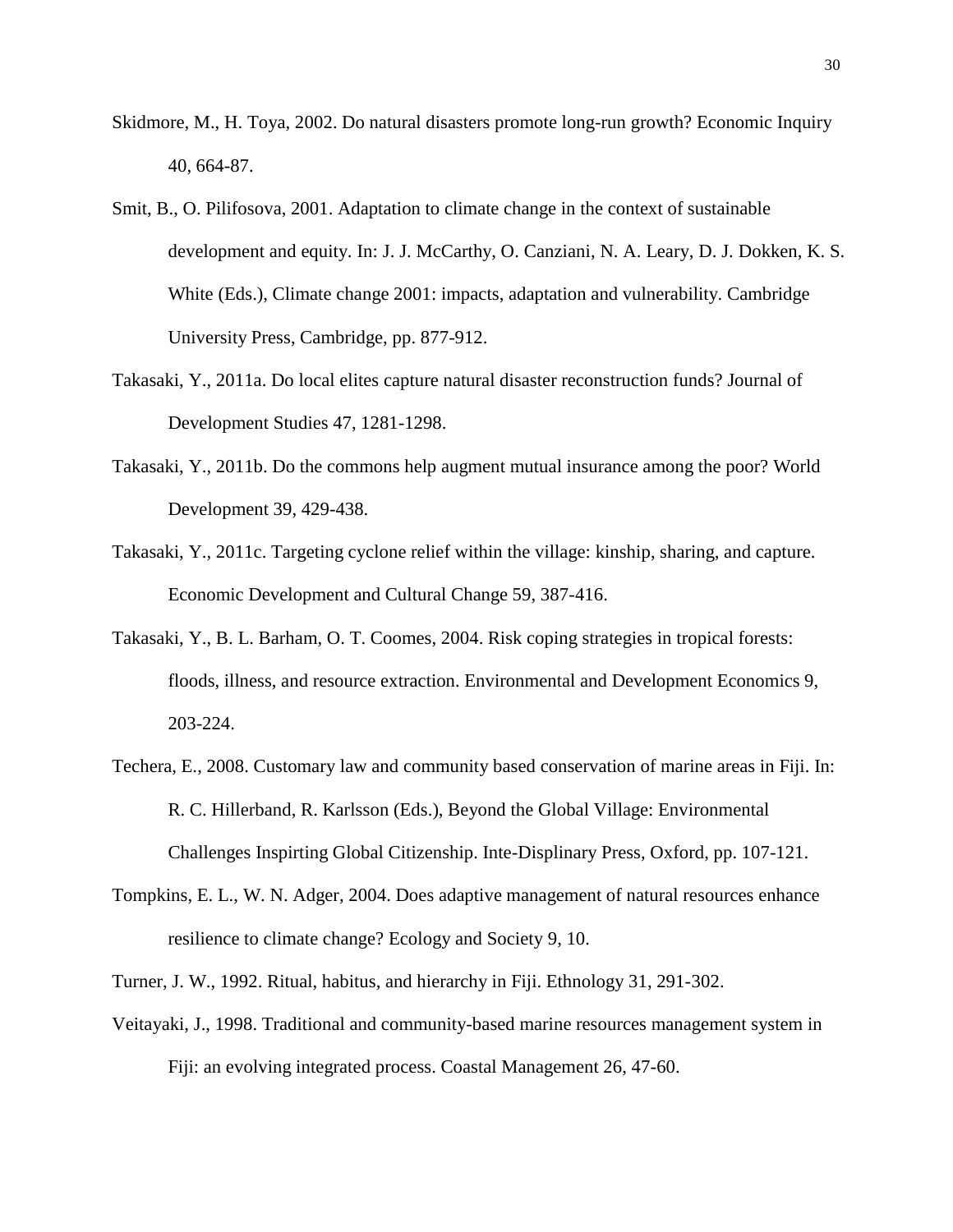Skidmore, M., H. Toya, 2002. Do natural disasters promote long-run growth? Economic Inquiry 40, 664-87.

Smit, B., O. Pilifosova, 2001. Adaptation to climate change in the context of sustainable development and equity. In: J. J. McCarthy, O. Canziani, N. A. Leary, D. J. Dokken, K. S. White (Eds.), Climate change 2001: impacts, adaptation and vulnerability. Cambridge University Press, Cambridge, pp. 877-912.

Takasaki, Y., 2011a. Do local elites capture natural disaster reconstruction funds? Journal of Development Studies 47, 1281-1298.

Takasaki, Y., 2011b. Do the commons help augment mutual insurance among the poor? World Development 39, 429-438.

Takasaki, Y., 2011c. Targeting cyclone relief within the village: kinship, sharing, and capture. Economic Development and Cultural Change 59, 387-416.

Takasaki, Y., B. L. Barham, O. T. Coomes, 2004. Risk coping strategies in tropical forests: floods, illness, and resource extraction. Environmental and Development Economics 9, 203-224.

Techera, E., 2008. Customary law and community based conservation of marine areas in Fiji. In: R. C. Hillerband, R. Karlsson (Eds.), Beyond the Global Village: Environmental Challenges Inspirting Global Citizenship. Inte-Displinary Press, Oxford, pp. 107-121.

Tompkins, E. L., W. N. Adger, 2004. Does adaptive management of natural resources enhance resilience to climate change? Ecology and Society 9, 10.

Turner, J. W., 1992. Ritual, habitus, and hierarchy in Fiji. Ethnology 31, 291-302.

Veitayaki, J., 1998. Traditional and community-based marine resources management system in Fiji: an evolving integrated process. Coastal Management 26, 47-60.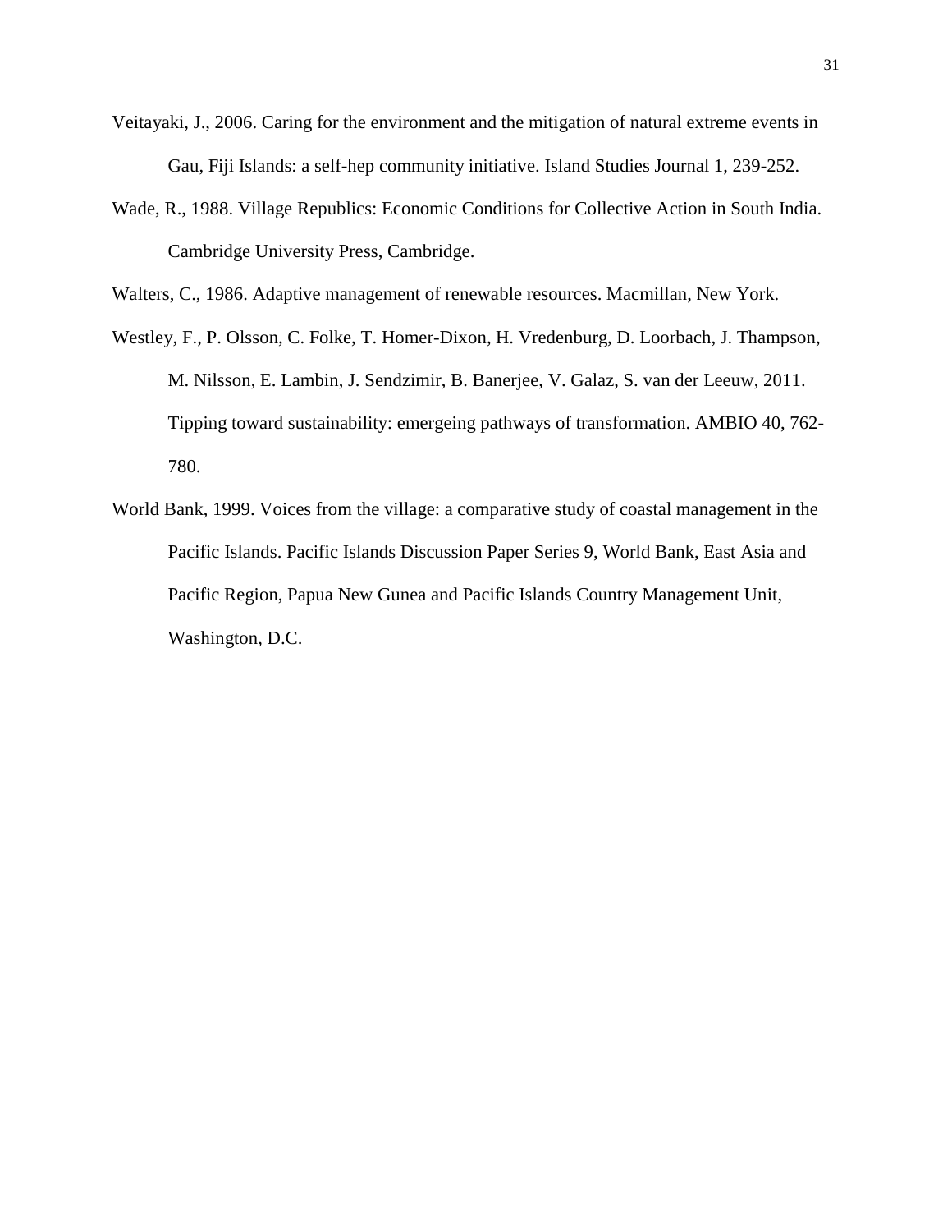Veitayaki, J., 2006. Caring for the environment and the mitigation of natural extreme events in Gau, Fiji Islands: a self-hep community initiative. Island Studies Journal 1, 239-252.

Wade, R., 1988. Village Republics: Economic Conditions for Collective Action in South India. Cambridge University Press, Cambridge.

Walters, C., 1986. Adaptive management of renewable resources. Macmillan, New York.

Westley, F., P. Olsson, C. Folke, T. Homer-Dixon, H. Vredenburg, D. Loorbach, J. Thampson, M. Nilsson, E. Lambin, J. Sendzimir, B. Banerjee, V. Galaz, S. van der Leeuw, 2011. Tipping toward sustainability: emergeing pathways of transformation. AMBIO 40, 762-780.

World Bank, 1999. Voices from the village: a comparative study of coastal management in the Pacific Islands. Pacific Islands Discussion Paper Series 9, World Bank, East Asia and Pacific Region, Papua New Gunea and Pacific Islands Country Management Unit, Washington, D.C.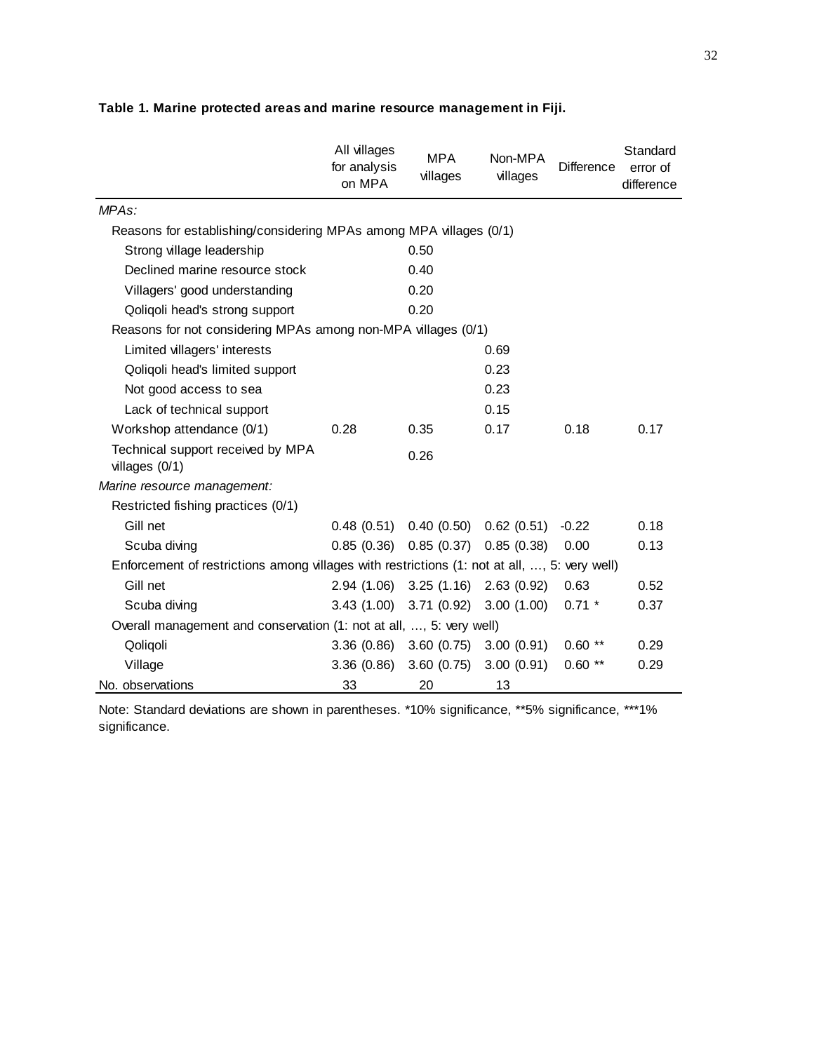**Table 1. Marine protected areas and marine resource management in Fiji.**

| | All villages for analysis on MPA | MPA villages | Non-MPA villages | Difference | Standard error of difference |
|---|---|---|---|---|---|
| *MPAs:* | | | | | |
| Reasons for establishing/considering MPAs among MPA villages (0/1) | | | | | |
| Strong village leadership | | 0.50 | | | |
| Declined marine resource stock | | 0.40 | | | |
| Villagers' good understanding | | 0.20 | | | |
| Qoliqoli head's strong support | | 0.20 | | | |
| Reasons for not considering MPAs among non-MPA villages (0/1) | | | | | |
| Limited villagers' interests | | | 0.69 | | |
| Qoliqoli head's limited support | | | 0.23 | | |
| Not good access to sea | | | 0.23 | | |
| Lack of technical support | | | 0.15 | | |
| Workshop attendance (0/1) | 0.28 | 0.35 | 0.17 | 0.18 | 0.17 |
| Technical support received by MPA villages (0/1) | | 0.26 | | | |
| *Marine resource management:* | | | | | |
| Restricted fishing practices (0/1) | | | | | |
| Gill net | 0.48 (0.51) | 0.40 (0.50) | 0.62 (0.51) | -0.22 | 0.18 |
| Scuba diving | 0.85 (0.36) | 0.85 (0.37) | 0.85 (0.38) | 0.00 | 0.13 |
| Enforcement of restrictions among villages with restrictions (1: not at all, …, 5: very well) | | | | | |
| Gill net | 2.94 (1.06) | 3.25 (1.16) | 2.63 (0.92) | 0.63 | 0.52 |
| Scuba diving | 3.43 (1.00) | 3.71 (0.92) | 3.00 (1.00) | 0.71 * | 0.37 |
| Overall management and conservation (1: not at all, …, 5: very well) | | | | | |
| Qoliqoli | 3.36 (0.86) | 3.60 (0.75) | 3.00 (0.91) | 0.60 ** | 0.29 |
| Village | 3.36 (0.86) | 3.60 (0.75) | 3.00 (0.91) | 0.60 ** | 0.29 |
| No. observations | 33 | 20 | 13 | | |

Note: Standard deviations are shown in parentheses. *10% significance, **5% significance, ***1% significance.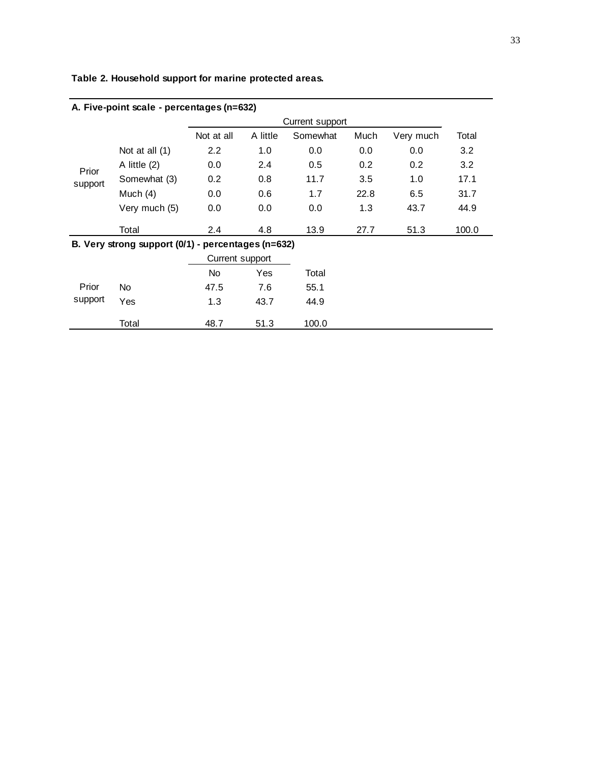**Table 2. Household support for marine protected areas.**

**A. Five-point scale - percentages (n=632)**

| | | Current support | | | | | |
|---|---|---|---|---|---|---|---|
| | | Not at all | A little | Somewhat | Much | Very much | Total |
| Prior support | Not at all (1) | 2.2 | 1.0 | 0.0 | 0.0 | 0.0 | 3.2 |
| | A little (2) | 0.0 | 2.4 | 0.5 | 0.2 | 0.2 | 3.2 |
| | Somewhat (3) | 0.2 | 0.8 | 11.7 | 3.5 | 1.0 | 17.1 |
| | Much (4) | 0.0 | 0.6 | 1.7 | 22.8 | 6.5 | 31.7 |
| | Very much (5) | 0.0 | 0.0 | 0.0 | 1.3 | 43.7 | 44.9 |
| | Total | 2.4 | 4.8 | 13.9 | 27.7 | 51.3 | 100.0 |

**B. Very strong support (0/1) - percentages (n=632)**

| | | Current support | | |
|---|---|---|---|---|
| | | No | Yes | Total |
| Prior support | No | 47.5 | 7.6 | 55.1 |
| | Yes | 1.3 | 43.7 | 44.9 |
| | Total | 48.7 | 51.3 | 100.0 |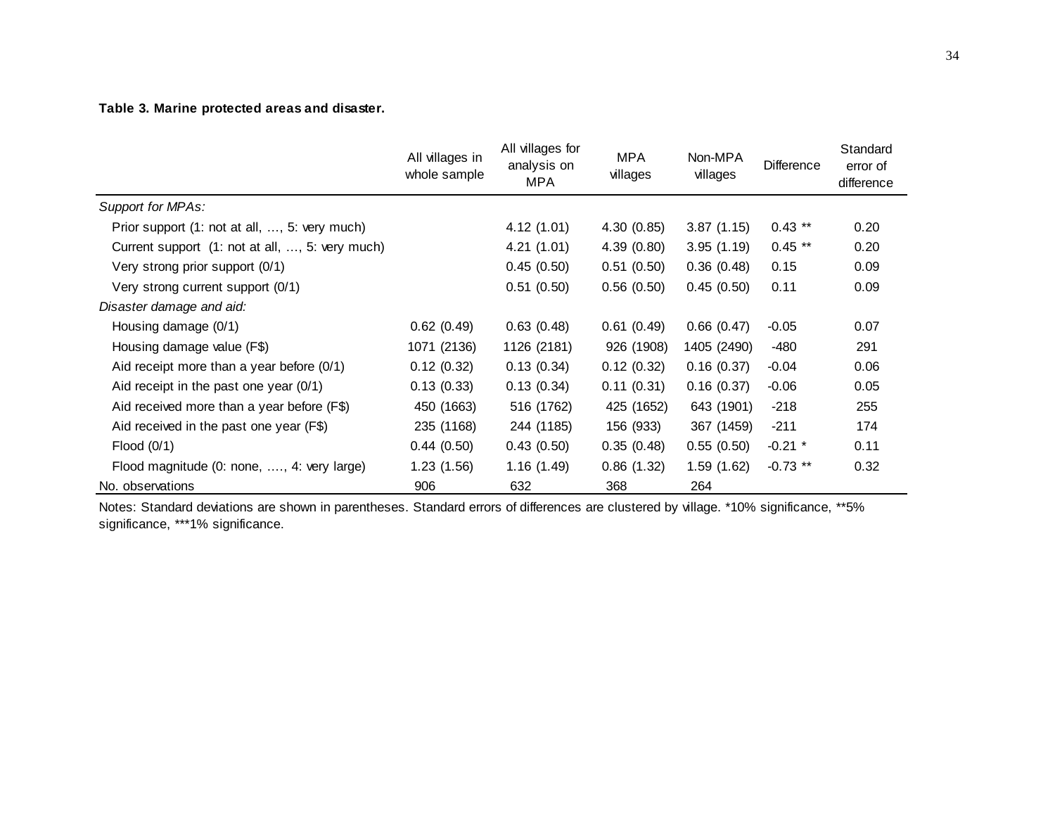**Table 3. Marine protected areas and disaster.**

| | All villages in whole sample | All villages for analysis on MPA | MPA villages | Non-MPA villages | Difference | Standard error of difference |
|---|---|---|---|---|---|---|
| *Support for MPAs:* | | | | | | |
| Prior support (1: not at all, …, 5: very much) | | 4.12 (1.01) | 4.30 (0.85) | 3.87 (1.15) | 0.43 ** | 0.20 |
| Current support (1: not at all, …, 5: very much) | | 4.21 (1.01) | 4.39 (0.80) | 3.95 (1.19) | 0.45 ** | 0.20 |
| Very strong prior support (0/1) | | 0.45 (0.50) | 0.51 (0.50) | 0.36 (0.48) | 0.15 | 0.09 |
| Very strong current support (0/1) | | 0.51 (0.50) | 0.56 (0.50) | 0.45 (0.50) | 0.11 | 0.09 |
| *Disaster damage and aid:* | | | | | | |
| Housing damage (0/1) | 0.62 (0.49) | 0.63 (0.48) | 0.61 (0.49) | 0.66 (0.47) | -0.05 | 0.07 |
| Housing damage value (F$) | 1071 (2136) | 1126 (2181) | 926 (1908) | 1405 (2490) | -480 | 291 |
| Aid receipt more than a year before (0/1) | 0.12 (0.32) | 0.13 (0.34) | 0.12 (0.32) | 0.16 (0.37) | -0.04 | 0.06 |
| Aid receipt in the past one year (0/1) | 0.13 (0.33) | 0.13 (0.34) | 0.11 (0.31) | 0.16 (0.37) | -0.06 | 0.05 |
| Aid received more than a year before (F$) | 450 (1663) | 516 (1762) | 425 (1652) | 643 (1901) | -218 | 255 |
| Aid received in the past one year (F$) | 235 (1168) | 244 (1185) | 156 (933) | 367 (1459) | -211 | 174 |
| Flood (0/1) | 0.44 (0.50) | 0.43 (0.50) | 0.35 (0.48) | 0.55 (0.50) | -0.21 * | 0.11 |
| Flood magnitude (0: none, …., 4: very large) | 1.23 (1.56) | 1.16 (1.49) | 0.86 (1.32) | 1.59 (1.62) | -0.73 ** | 0.32 |
| No. observations | 906 | 632 | 368 | 264 | | |

Notes: Standard deviations are shown in parentheses. Standard errors of differences are clustered by village. *10% significance, **5% significance, ***1% significance.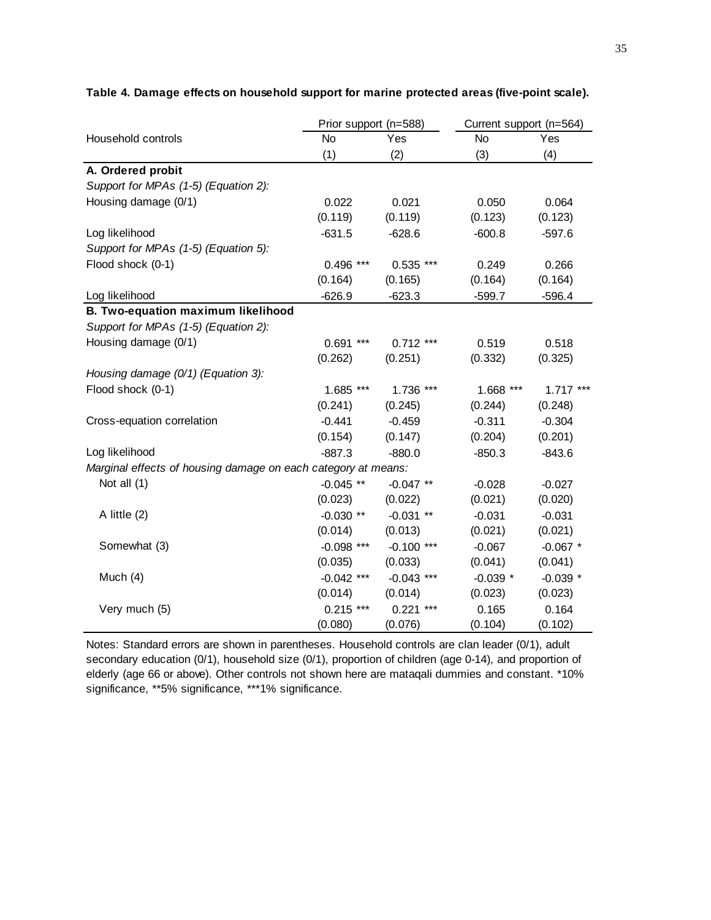**Table 4. Damage effects on household support for marine protected areas (five-point scale).**

| | Prior support (n=588) | | Current support (n=564) | |
|---|---|---|---|---|
| Household controls | No | Yes | No | Yes |
| | (1) | (2) | (3) | (4) |
| **A. Ordered probit** | | | | |
| *Support for MPAs (1-5) (Equation 2):* | | | | |
| Housing damage (0/1) | 0.022 | 0.021 | 0.050 | 0.064 |
| | (0.119) | (0.119) | (0.123) | (0.123) |
| Log likelihood | -631.5 | -628.6 | -600.8 | -597.6 |
| *Support for MPAs (1-5) (Equation 5):* | | | | |
| Flood shock (0-1) | 0.496 *** | 0.535 *** | 0.249 | 0.266 |
| | (0.164) | (0.165) | (0.164) | (0.164) |
| Log likelihood | -626.9 | -623.3 | -599.7 | -596.4 |
| **B. Two-equation maximum likelihood** | | | | |
| *Support for MPAs (1-5) (Equation 2):* | | | | |
| Housing damage (0/1) | 0.691 *** | 0.712 *** | 0.519 | 0.518 |
| | (0.262) | (0.251) | (0.332) | (0.325) |
| *Housing damage (0/1) (Equation 3):* | | | | |
| Flood shock (0-1) | 1.685 *** | 1.736 *** | 1.668 *** | 1.717 *** |
| | (0.241) | (0.245) | (0.244) | (0.248) |
| Cross-equation correlation | -0.441 | -0.459 | -0.311 | -0.304 |
| | (0.154) | (0.147) | (0.204) | (0.201) |
| Log likelihood | -887.3 | -880.0 | -850.3 | -843.6 |
| *Marginal effects of housing damage on each category at means:* | | | | |
| Not all (1) | -0.045 ** | -0.047 ** | -0.028 | -0.027 |
| | (0.023) | (0.022) | (0.021) | (0.020) |
| A little (2) | -0.030 ** | -0.031 ** | -0.031 | -0.031 |
| | (0.014) | (0.013) | (0.021) | (0.021) |
| Somewhat (3) | -0.098 *** | -0.100 *** | -0.067 | -0.067 * |
| | (0.035) | (0.033) | (0.041) | (0.041) |
| Much (4) | -0.042 *** | -0.043 *** | -0.039 * | -0.039 * |
| | (0.014) | (0.014) | (0.023) | (0.023) |
| Very much (5) | 0.215 *** | 0.221 *** | 0.165 | 0.164 |
| | (0.080) | (0.076) | (0.104) | (0.102) |

Notes: Standard errors are shown in parentheses. Household controls are clan leader (0/1), adult secondary education (0/1), household size (0/1), proportion of children (age 0-14), and proportion of elderly (age 66 or above). Other controls not shown here are mataqali dummies and constant. *10% significance, **5% significance, ***1% significance.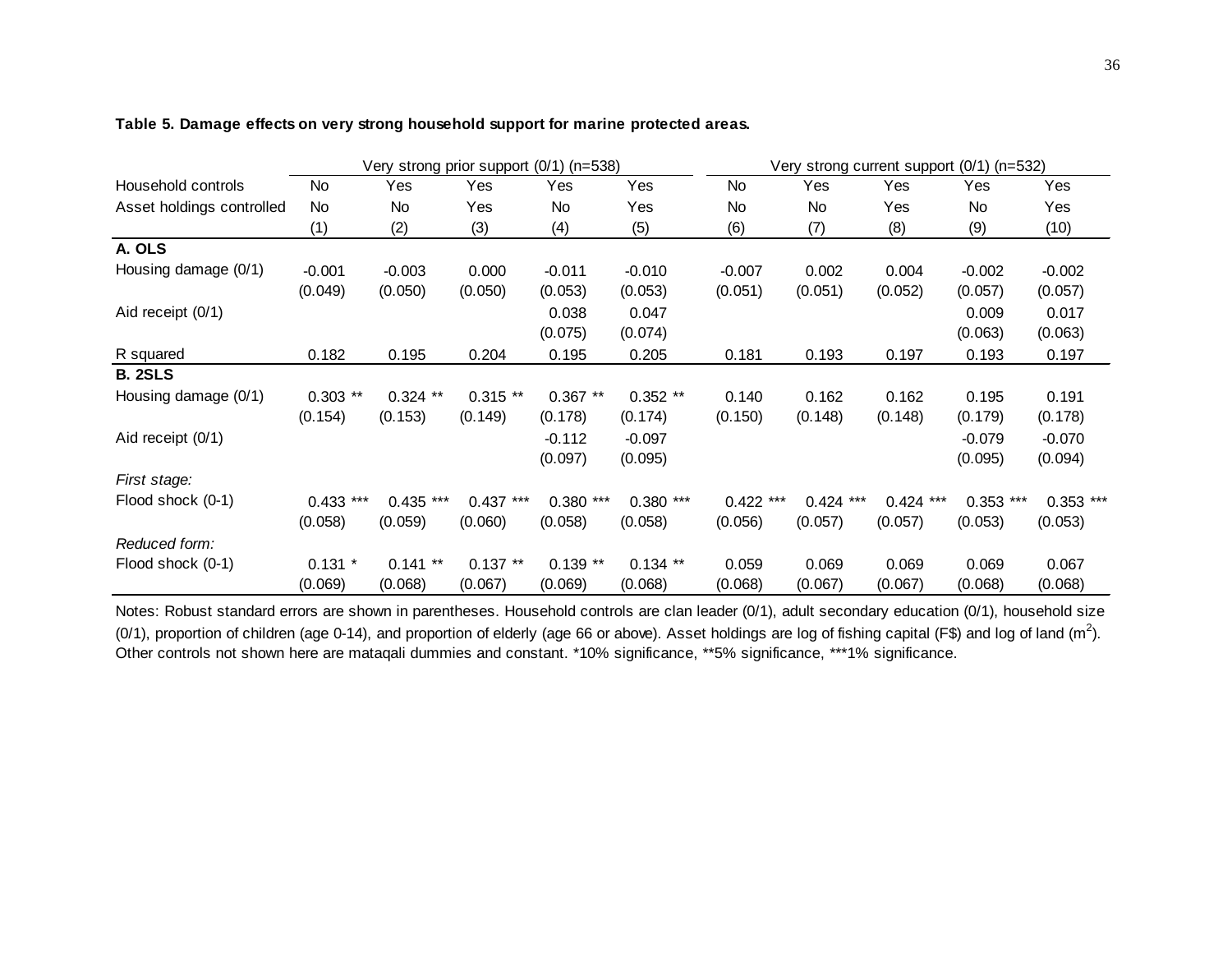**Table 5. Damage effects on very strong household support for marine protected areas.**

| | Very strong prior support (0/1) (n=538) | | | | | Very strong current support (0/1) (n=532) | | | | |
|---|---|---|---|---|---|---|---|---|---|---|
| Household controls | No | Yes | Yes | Yes | Yes | No | Yes | Yes | Yes | Yes |
| Asset holdings controlled | No | No | Yes | No | Yes | No | No | Yes | No | Yes |
| | (1) | (2) | (3) | (4) | (5) | (6) | (7) | (8) | (9) | (10) |
| **A. OLS** | | | | | | | | | | |
| Housing damage (0/1) | -0.001 | -0.003 | 0.000 | -0.011 | -0.010 | -0.007 | 0.002 | 0.004 | -0.002 | -0.002 |
| | (0.049) | (0.050) | (0.050) | (0.053) | (0.053) | (0.051) | (0.051) | (0.052) | (0.057) | (0.057) |
| Aid receipt (0/1) | | | | 0.038 | 0.047 | | | | 0.009 | 0.017 |
| | | | | (0.075) | (0.074) | | | | (0.063) | (0.063) |
| R squared | 0.182 | 0.195 | 0.204 | 0.195 | 0.205 | 0.181 | 0.193 | 0.197 | 0.193 | 0.197 |
| **B. 2SLS** | | | | | | | | | | |
| Housing damage (0/1) | 0.303 ** | 0.324 ** | 0.315 ** | 0.367 ** | 0.352 ** | 0.140 | 0.162 | 0.162 | 0.195 | 0.191 |
| | (0.154) | (0.153) | (0.149) | (0.178) | (0.174) | (0.150) | (0.148) | (0.148) | (0.179) | (0.178) |
| Aid receipt (0/1) | | | | -0.112 | -0.097 | | | | -0.079 | -0.070 |
| | | | | (0.097) | (0.095) | | | | (0.095) | (0.094) |
| *First stage:* | | | | | | | | | | |
| Flood shock (0-1) | 0.433 *** | 0.435 *** | 0.437 *** | 0.380 *** | 0.380 *** | 0.422 *** | 0.424 *** | 0.424 *** | 0.353 *** | 0.353 *** |
| | (0.058) | (0.059) | (0.060) | (0.058) | (0.058) | (0.056) | (0.057) | (0.057) | (0.053) | (0.053) |
| *Reduced form:* | | | | | | | | | | |
| Flood shock (0-1) | 0.131 * | 0.141 ** | 0.137 ** | 0.139 ** | 0.134 ** | 0.059 | 0.069 | 0.069 | 0.069 | 0.067 |
| | (0.069) | (0.068) | (0.067) | (0.069) | (0.068) | (0.068) | (0.067) | (0.067) | (0.068) | (0.068) |

Notes: Robust standard errors are shown in parentheses. Household controls are clan leader (0/1), adult secondary education (0/1), household size (0/1), proportion of children (age 0-14), and proportion of elderly (age 66 or above). Asset holdings are log of fishing capital (F$) and log of land ($m^2$). Other controls not shown here are mataqali dummies and constant. *10% significance, **5% significance, ***1% significance.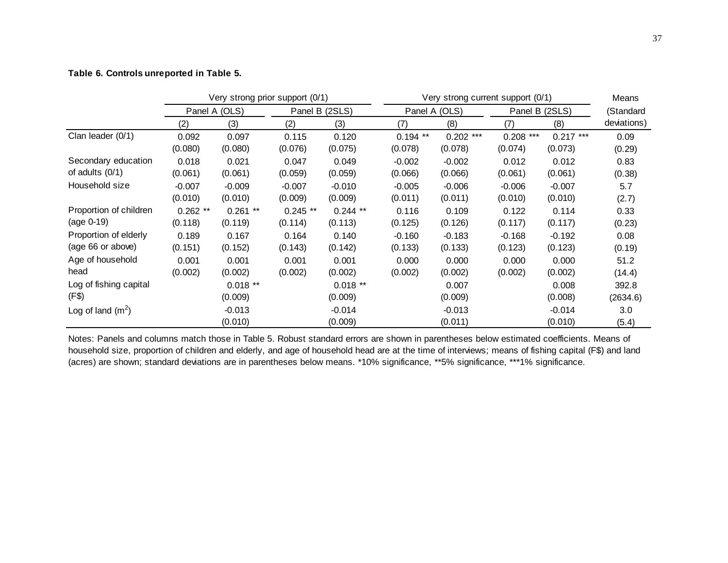**Table 6. Controls unreported in Table 5.**

| | Very strong prior support (0/1) | | | | Very strong current support (0/1) | | | | Means |
|---|---|---|---|---|---|---|---|---|---|
| | Panel A (OLS) | | Panel B (2SLS) | | Panel A (OLS) | | Panel B (2SLS) | | (Standard |
| | (2) | (3) | (2) | (3) | (7) | (8) | (7) | (8) | deviations) |
| Clan leader (0/1) | 0.092 | 0.097 | 0.115 | 0.120 | 0.194 ** | 0.202 *** | 0.208 *** | 0.217 *** | 0.09 |
| | (0.080) | (0.080) | (0.076) | (0.075) | (0.078) | (0.078) | (0.074) | (0.073) | (0.29) |
| Secondary education of adults (0/1) | 0.018 | 0.021 | 0.047 | 0.049 | -0.002 | -0.002 | 0.012 | 0.012 | 0.83 |
| | (0.061) | (0.061) | (0.059) | (0.059) | (0.066) | (0.066) | (0.061) | (0.061) | (0.38) |
| Household size | -0.007 | -0.009 | -0.007 | -0.010 | -0.005 | -0.006 | -0.006 | -0.007 | 5.7 |
| | (0.010) | (0.010) | (0.009) | (0.009) | (0.011) | (0.011) | (0.010) | (0.010) | (2.7) |
| Proportion of children (age 0-19) | 0.262 ** | 0.261 ** | 0.245 ** | 0.244 ** | 0.116 | 0.109 | 0.122 | 0.114 | 0.33 |
| | (0.118) | (0.119) | (0.114) | (0.113) | (0.125) | (0.126) | (0.117) | (0.117) | (0.23) |
| Proportion of elderly (age 66 or above) | 0.189 | 0.167 | 0.164 | 0.140 | -0.160 | -0.183 | -0.168 | -0.192 | 0.08 |
| | (0.151) | (0.152) | (0.143) | (0.142) | (0.133) | (0.133) | (0.123) | (0.123) | (0.19) |
| Age of household head | 0.001 | 0.001 | 0.001 | 0.001 | 0.000 | 0.000 | 0.000 | 0.000 | 51.2 |
| | (0.002) | (0.002) | (0.002) | (0.002) | (0.002) | (0.002) | (0.002) | (0.002) | (14.4) |
| Log of fishing capital (F$) | | 0.018 ** | | 0.018 ** | | 0.007 | | 0.008 | 392.8 |
| | | (0.009) | | (0.009) | | (0.009) | | (0.008) | (2634.6) |
| Log of land ($m^2$) | | -0.013 | | -0.014 | | -0.013 | | -0.014 | 3.0 |
| | | (0.010) | | (0.009) | | (0.011) | | (0.010) | (5.4) |

Notes: Panels and columns match those in Table 5. Robust standard errors are shown in parentheses below estimated coefficients. Means of household size, proportion of children and elderly, and age of household head are at the time of interviews; means of fishing capital (F$) and land (acres) are shown; standard deviations are in parentheses below means. *10% significance, **5% significance, ***1% significance.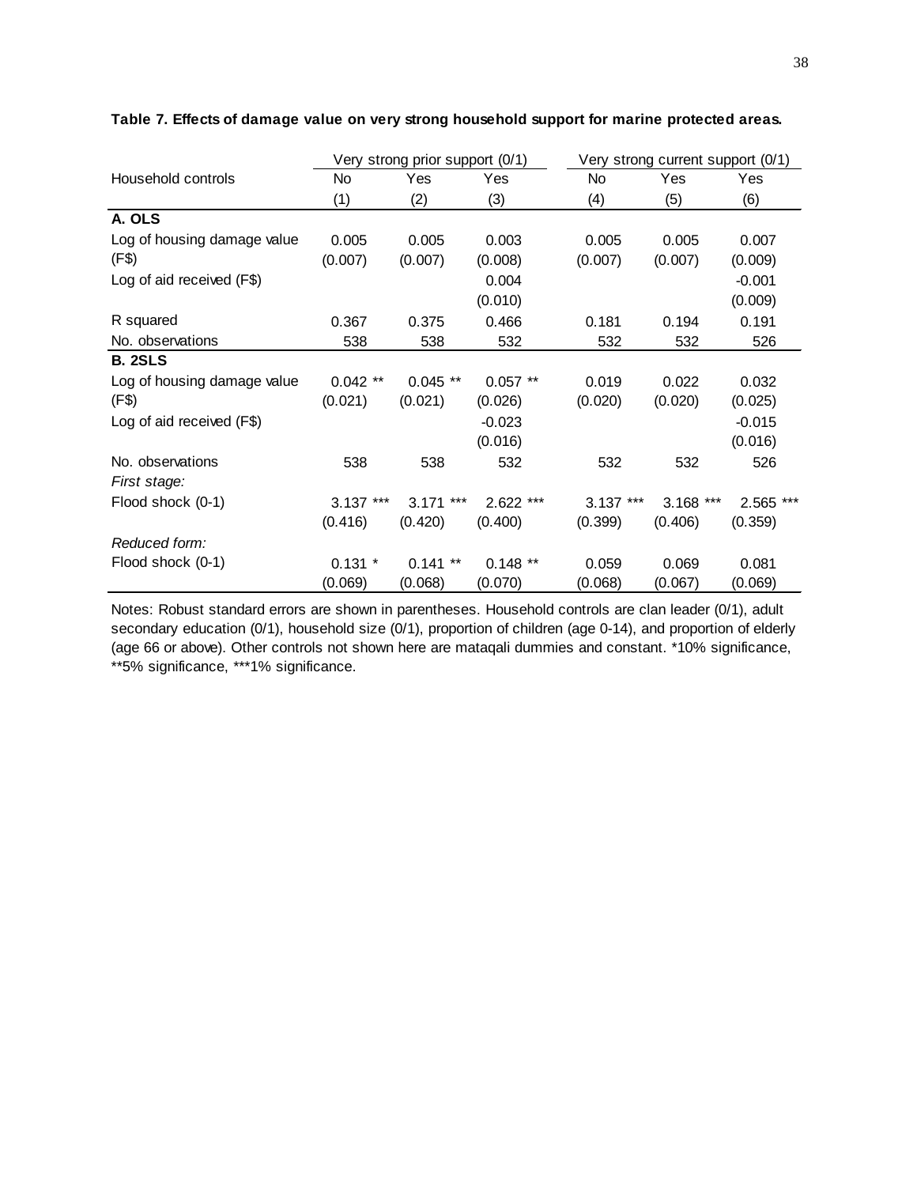**Table 7. Effects of damage value on very strong household support for marine protected areas.**

| | Very strong prior support (0/1) | | | Very strong current support (0/1) | | |
|---|---|---|---|---|---|---|
| Household controls | No | Yes | Yes | No | Yes | Yes |
| | (1) | (2) | (3) | (4) | (5) | (6) |
| **A. OLS** | | | | | | |
| Log of housing damage value | 0.005 | 0.005 | 0.003 | 0.005 | 0.005 | 0.007 |
| (F$) | (0.007) | (0.007) | (0.008) | (0.007) | (0.007) | (0.009) |
| Log of aid received (F$) | | | 0.004 | | | -0.001 |
| | | | (0.010) | | | (0.009) |
| R squared | 0.367 | 0.375 | 0.466 | 0.181 | 0.194 | 0.191 |
| No. observations | 538 | 538 | 532 | 532 | 532 | 526 |
| **B. 2SLS** | | | | | | |
| Log of housing damage value | 0.042 ** | 0.045 ** | 0.057 ** | 0.019 | 0.022 | 0.032 |
| (F$) | (0.021) | (0.021) | (0.026) | (0.020) | (0.020) | (0.025) |
| Log of aid received (F$) | | | -0.023 | | | -0.015 |
| | | | (0.016) | | | (0.016) |
| No. observations | 538 | 538 | 532 | 532 | 532 | 526 |
| *First stage:* | | | | | | |
| Flood shock (0-1) | 3.137 *** | 3.171 *** | 2.622 *** | 3.137 *** | 3.168 *** | 2.565 *** |
| | (0.416) | (0.420) | (0.400) | (0.399) | (0.406) | (0.359) |
| *Reduced form:* | | | | | | |
| Flood shock (0-1) | 0.131 * | 0.141 ** | 0.148 ** | 0.059 | 0.069 | 0.081 |
| | (0.069) | (0.068) | (0.070) | (0.068) | (0.067) | (0.069) |

Notes: Robust standard errors are shown in parentheses. Household controls are clan leader (0/1), adult secondary education (0/1), household size (0/1), proportion of children (age 0-14), and proportion of elderly (age 66 or above). Other controls not shown here are mataqali dummies and constant. *10% significance, **5% significance, ***1% significance.